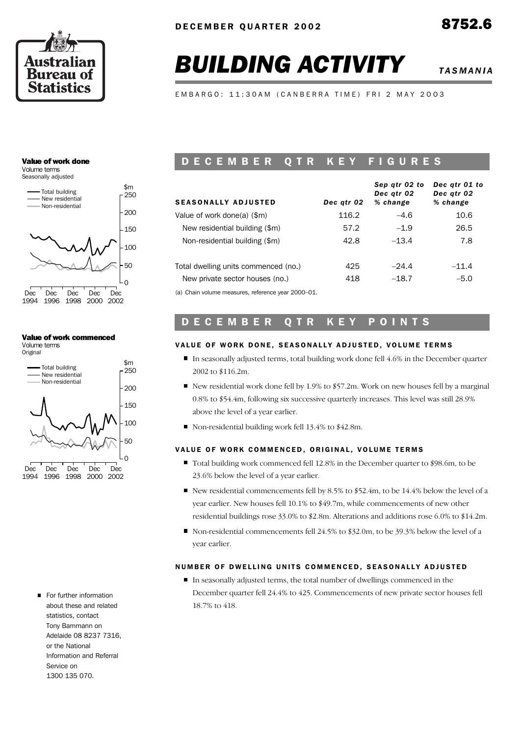DECEMBER QUARTER 2002

8752.6

# BUILDING ACTIVITY

*TASMANIA*

EMBARGO: 11:30AM (CANBERRA TIME) FRI 2 MAY 2003

**Value of work done**
Volume terms
Seasonally adjusted

**Value of work commenced**
Volume terms
Original

## DECEMBER QTR KEY FIGURES

| SEASONALLY ADJUSTED | *Dec qtr 02* | *Sep qtr 02 to Dec qtr 02 % change* | *Dec qtr 01 to Dec qtr 02 % change* |
|---|---|---|---|
| Value of work done(a) ($m) | 116.2 | –4.6 | 10.6 |
| New residential building ($m) | 57.2 | –1.9 | 26.5 |
| Non-residential building ($m) | 42.8 | –13.4 | 7.8 |
| Total dwelling units commenced (no.) | 425 | –24.4 | –11.4 |
| New private sector houses (no.) | 418 | –18.7 | –5.0 |

(a) Chain volume measures, reference year 2000–01.

## DECEMBER QTR KEY POINTS

### VALUE OF WORK DONE, SEASONALLY ADJUSTED, VOLUME TERMS

- In seasonally adjusted terms, total building work done fell 4.6% in the December quarter 2002 to $116.2m.
- New residential work done fell by 1.9% to $57.2m. Work on new houses fell by a marginal 0.8% to $54.4m, following six successive quarterly increases. This level was still 28.9% above the level of a year earlier.
- Non-residential building work fell 13.4% to $42.8m.

### VALUE OF WORK COMMENCED, ORIGINAL, VOLUME TERMS

- Total building work commenced fell 12.8% in the December quarter to $98.6m, to be 23.6% below the level of a year earlier.
- New residential commencements fell by 8.5% to $52.4m, to be 14.4% below the level of a year earlier. New houses fell 10.1% to $49.7m, while commencements of new other residential buildings rose 33.0% to $2.8m. Alterations and additions rose 6.0% to $14.2m.
- Non-residential commencements fell 24.5% to $32.0m, to be 39.3% below the level of a year earlier.

### NUMBER OF DWELLING UNITS COMMENCED, SEASONALLY ADJUSTED

- In seasonally adjusted terms, the total number of dwellings commenced in the December quarter fell 24.4% to 425. Commencements of new private sector houses fell 18.7% to 418.

- For further information about these and related statistics, contact Tony Bammann on Adelaide 08 8237 7316, or the National Information and Referral Service on 1300 135 070.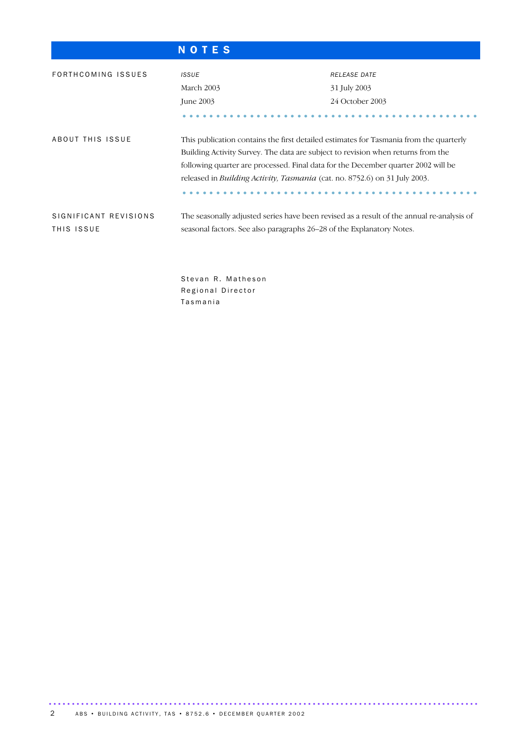# NOTES

## FORTHCOMING ISSUES

| *ISSUE* | *RELEASE DATE* |
|---|---|
| March 2003 | 31 July 2003 |
| June 2003 | 24 October 2003 |

## ABOUT THIS ISSUE

This publication contains the first detailed estimates for Tasmania from the quarterly Building Activity Survey. The data are subject to revision when returns from the following quarter are processed. Final data for the December quarter 2002 will be released in *Building Activity, Tasmania* (cat. no. 8752.6) on 31 July 2003.

## SIGNIFICANT REVISIONS THIS ISSUE

The seasonally adjusted series have been revised as a result of the annual re-analysis of seasonal factors. See also paragraphs 26–28 of the Explanatory Notes.

Stevan R. Matheson
Regional Director
Tasmania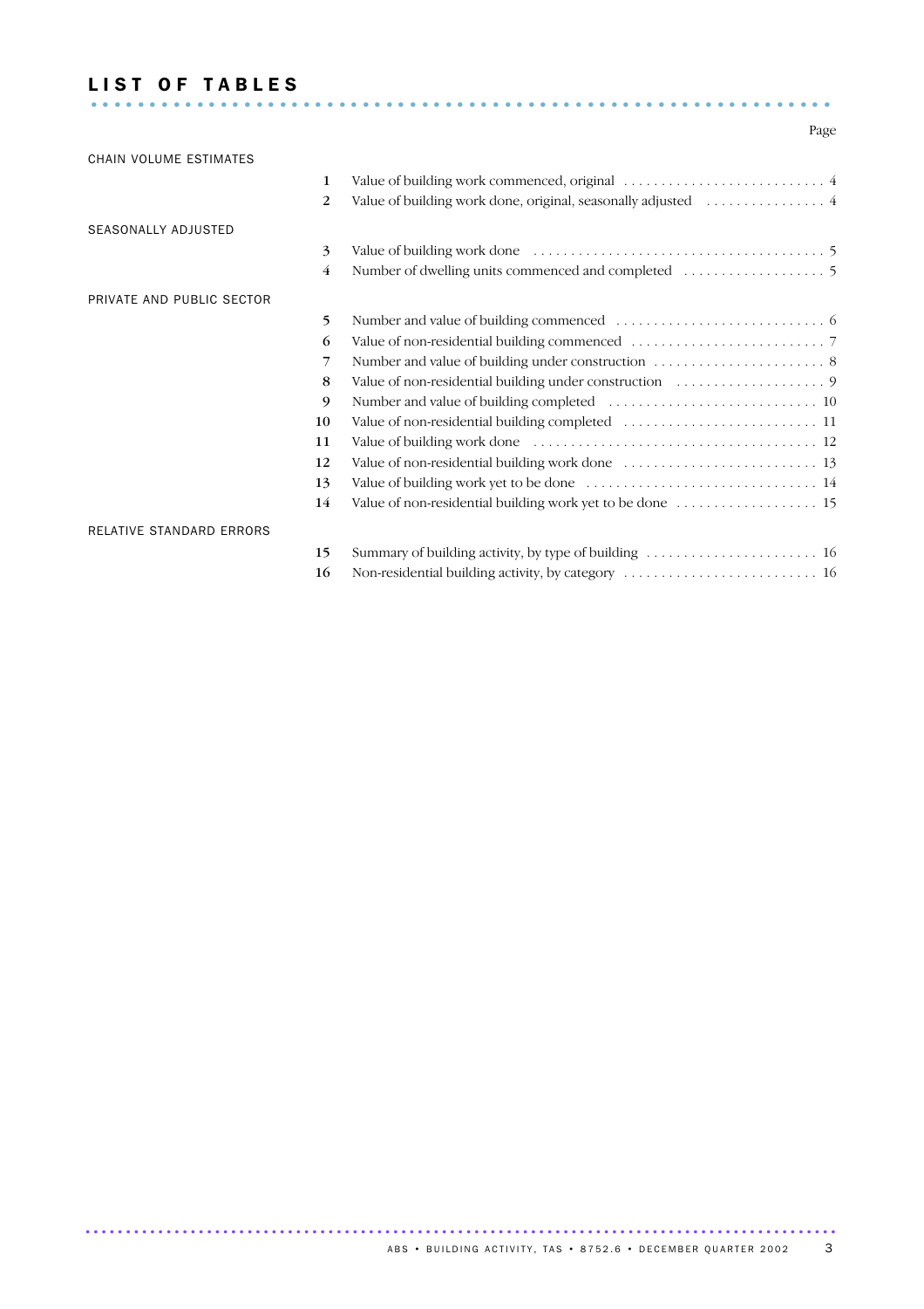# LIST OF TABLES

| | | | Page |
|---|---|---|---|
| CHAIN VOLUME ESTIMATES | | | |
| | 1 | Value of building work commenced, original | 4 |
| | 2 | Value of building work done, original, seasonally adjusted | 4 |
| SEASONALLY ADJUSTED | | | |
| | 3 | Value of building work done | 5 |
| | 4 | Number of dwelling units commenced and completed | 5 |
| PRIVATE AND PUBLIC SECTOR | | | |
| | 5 | Number and value of building commenced | 6 |
| | 6 | Value of non-residential building commenced | 7 |
| | 7 | Number and value of building under construction | 8 |
| | 8 | Value of non-residential building under construction | 9 |
| | 9 | Number and value of building completed | 10 |
| | 10 | Value of non-residential building completed | 11 |
| | 11 | Value of building work done | 12 |
| | 12 | Value of non-residential building work done | 13 |
| | 13 | Value of building work yet to be done | 14 |
| | 14 | Value of non-residential building work yet to be done | 15 |
| RELATIVE STANDARD ERRORS | | | |
| | 15 | Summary of building activity, by type of building | 16 |
| | 16 | Non-residential building activity, by category | 16 |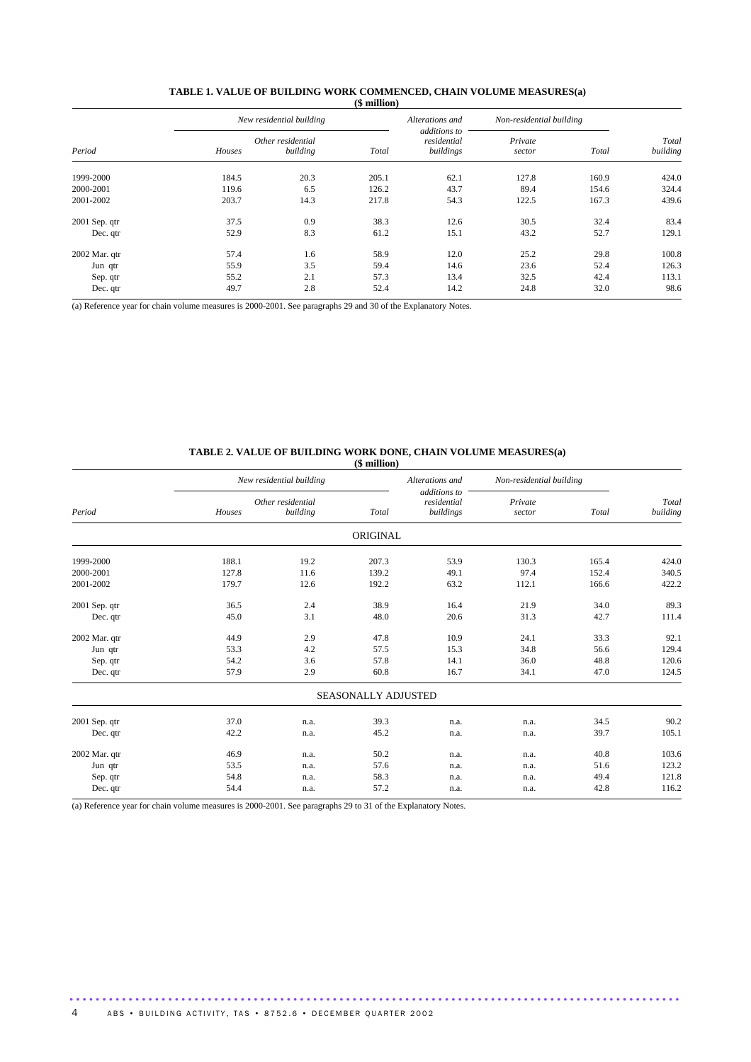**TABLE 1. VALUE OF BUILDING WORK COMMENCED, CHAIN VOLUME MEASURES(a)**
**($ million)**

| | New residential building | | | Alterations and additions to residential buildings | Non-residential building | | |
|---|---|---|---|---|---|---|---|
| *Period* | *Houses* | *Other residential building* | *Total* | | *Private sector* | *Total* | *Total building* |
| 1999-2000 | 184.5 | 20.3 | 205.1 | 62.1 | 127.8 | 160.9 | 424.0 |
| 2000-2001 | 119.6 | 6.5 | 126.2 | 43.7 | 89.4 | 154.6 | 324.4 |
| 2001-2002 | 203.7 | 14.3 | 217.8 | 54.3 | 122.5 | 167.3 | 439.6 |
| 2001 Sep. qtr | 37.5 | 0.9 | 38.3 | 12.6 | 30.5 | 32.4 | 83.4 |
| Dec. qtr | 52.9 | 8.3 | 61.2 | 15.1 | 43.2 | 52.7 | 129.1 |
| 2002 Mar. qtr | 57.4 | 1.6 | 58.9 | 12.0 | 25.2 | 29.8 | 100.8 |
| Jun qtr | 55.9 | 3.5 | 59.4 | 14.6 | 23.6 | 52.4 | 126.3 |
| Sep. qtr | 55.2 | 2.1 | 57.3 | 13.4 | 32.5 | 42.4 | 113.1 |
| Dec. qtr | 49.7 | 2.8 | 52.4 | 14.2 | 24.8 | 32.0 | 98.6 |

(a) Reference year for chain volume measures is 2000-2001. See paragraphs 29 and 30 of the Explanatory Notes.

**TABLE 2. VALUE OF BUILDING WORK DONE, CHAIN VOLUME MEASURES(a)**
**($ million)**

| | New residential building | | | Alterations and additions to residential buildings | Non-residential building | | |
|---|---|---|---|---|---|---|---|
| *Period* | *Houses* | *Other residential building* | *Total* | | *Private sector* | *Total* | *Total building* |
| | | | ORIGINAL | | | | |
| 1999-2000 | 188.1 | 19.2 | 207.3 | 53.9 | 130.3 | 165.4 | 424.0 |
| 2000-2001 | 127.8 | 11.6 | 139.2 | 49.1 | 97.4 | 152.4 | 340.5 |
| 2001-2002 | 179.7 | 12.6 | 192.2 | 63.2 | 112.1 | 166.6 | 422.2 |
| 2001 Sep. qtr | 36.5 | 2.4 | 38.9 | 16.4 | 21.9 | 34.0 | 89.3 |
| Dec. qtr | 45.0 | 3.1 | 48.0 | 20.6 | 31.3 | 42.7 | 111.4 |
| 2002 Mar. qtr | 44.9 | 2.9 | 47.8 | 10.9 | 24.1 | 33.3 | 92.1 |
| Jun qtr | 53.3 | 4.2 | 57.5 | 15.3 | 34.8 | 56.6 | 129.4 |
| Sep. qtr | 54.2 | 3.6 | 57.8 | 14.1 | 36.0 | 48.8 | 120.6 |
| Dec. qtr | 57.9 | 2.9 | 60.8 | 16.7 | 34.1 | 47.0 | 124.5 |
| | | | SEASONALLY ADJUSTED | | | | |
| 2001 Sep. qtr | 37.0 | n.a. | 39.3 | n.a. | n.a. | 34.5 | 90.2 |
| Dec. qtr | 42.2 | n.a. | 45.2 | n.a. | n.a. | 39.7 | 105.1 |
| 2002 Mar. qtr | 46.9 | n.a. | 50.2 | n.a. | n.a. | 40.8 | 103.6 |
| Jun qtr | 53.5 | n.a. | 57.6 | n.a. | n.a. | 51.6 | 123.2 |
| Sep. qtr | 54.8 | n.a. | 58.3 | n.a. | n.a. | 49.4 | 121.8 |
| Dec. qtr | 54.4 | n.a. | 57.2 | n.a. | n.a. | 42.8 | 116.2 |

(a) Reference year for chain volume measures is 2000-2001. See paragraphs 29 to 31 of the Explanatory Notes.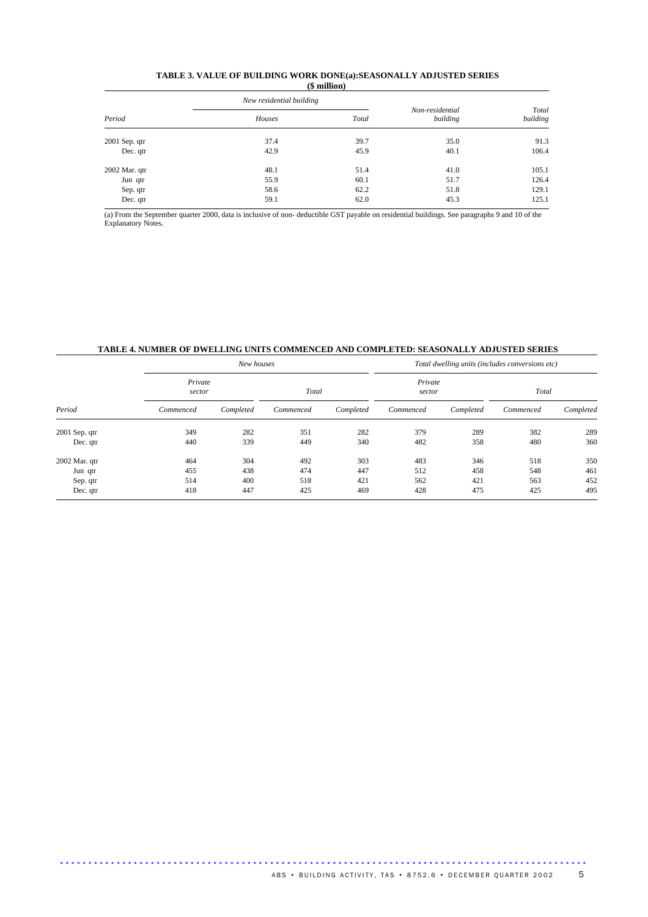**TABLE 3. VALUE OF BUILDING WORK DONE(a):SEASONALLY ADJUSTED SERIES**
**($ million)**

| Period | New residential building | | Non-residential building | Total building |
|---|---|---|---|---|
| | *Houses* | *Total* | | |
| 2001 Sep. qtr | 37.4 | 39.7 | 35.0 | 91.3 |
| Dec. qtr | 42.9 | 45.9 | 40.1 | 106.4 |
| 2002 Mar. qtr | 48.1 | 51.4 | 41.0 | 105.1 |
| Jun qtr | 55.9 | 60.1 | 51.7 | 126.4 |
| Sep. qtr | 58.6 | 62.2 | 51.8 | 129.1 |
| Dec. qtr | 59.1 | 62.0 | 45.3 | 125.1 |

(a) From the September quarter 2000, data is inclusive of non- deductible GST payable on residential buildings. See paragraphs 9 and 10 of the Explanatory Notes.

**TABLE 4. NUMBER OF DWELLING UNITS COMMENCED AND COMPLETED: SEASONALLY ADJUSTED SERIES**

| Period | New houses | | | | Total dwelling units (includes conversions etc) | | | |
|---|---|---|---|---|---|---|---|---|
| | Private sector | | Total | | Private sector | | Total | |
| | *Commenced* | *Completed* | *Commenced* | *Completed* | *Commenced* | *Completed* | *Commenced* | *Completed* |
| 2001 Sep. qtr | 349 | 282 | 351 | 282 | 379 | 289 | 382 | 289 |
| Dec. qtr | 440 | 339 | 449 | 340 | 482 | 358 | 480 | 360 |
| 2002 Mar. qtr | 464 | 304 | 492 | 303 | 483 | 346 | 518 | 350 |
| Jun qtr | 455 | 438 | 474 | 447 | 512 | 458 | 548 | 461 |
| Sep. qtr | 514 | 400 | 518 | 421 | 562 | 421 | 563 | 452 |
| Dec. qtr | 418 | 447 | 425 | 469 | 428 | 475 | 425 | 495 |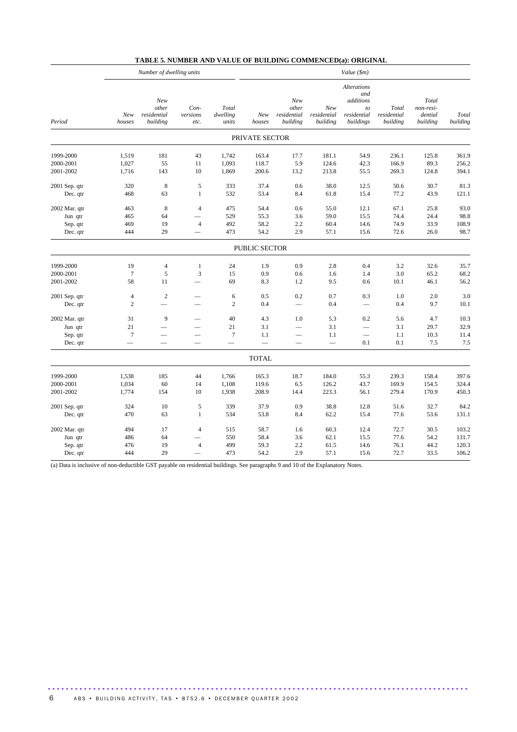## TABLE 5. NUMBER AND VALUE OF BUILDING COMMENCED(a): ORIGINAL

| Period | *Number of dwelling units* | | | | *Value ($m)* | | | | | | |
|---|---|---|---|---|---|---|---|---|---|---|---|
| | *New houses* | *New other residential building* | *Con-versions etc.* | *Total dwelling units* | *New houses* | *New other residential building* | *New residential building* | *Alterations and additions to residential buildings* | *Total residential building* | *Total non-residential building* | *Total building* |
| **PRIVATE SECTOR** | | | | | | | | | | | |
| 1999-2000 | 1,519 | 181 | 43 | 1,742 | 163.4 | 17.7 | 181.1 | 54.9 | 236.1 | 125.8 | 361.9 |
| 2000-2001 | 1,027 | 55 | 11 | 1,093 | 118.7 | 5.9 | 124.6 | 42.3 | 166.9 | 89.3 | 256.2 |
| 2001-2002 | 1,716 | 143 | 10 | 1,869 | 200.6 | 13.2 | 213.8 | 55.5 | 269.3 | 124.8 | 394.1 |
| 2001 Sep. qtr | 320 | 8 | 5 | 333 | 37.4 | 0.6 | 38.0 | 12.5 | 50.6 | 30.7 | 81.3 |
| Dec. qtr | 468 | 63 | 1 | 532 | 53.4 | 8.4 | 61.8 | 15.4 | 77.2 | 43.9 | 121.1 |
| 2002 Mar. qtr | 463 | 8 | 4 | 475 | 54.4 | 0.6 | 55.0 | 12.1 | 67.1 | 25.8 | 93.0 |
| Jun qtr | 465 | 64 | — | 529 | 55.3 | 3.6 | 59.0 | 15.5 | 74.4 | 24.4 | 98.8 |
| Sep. qtr | 469 | 19 | 4 | 492 | 58.2 | 2.2 | 60.4 | 14.6 | 74.9 | 33.9 | 108.9 |
| Dec. qtr | 444 | 29 | — | 473 | 54.2 | 2.9 | 57.1 | 15.6 | 72.6 | 26.0 | 98.7 |
| **PUBLIC SECTOR** | | | | | | | | | | | |
| 1999-2000 | 19 | 4 | 1 | 24 | 1.9 | 0.9 | 2.8 | 0.4 | 3.2 | 32.6 | 35.7 |
| 2000-2001 | 7 | 5 | 3 | 15 | 0.9 | 0.6 | 1.6 | 1.4 | 3.0 | 65.2 | 68.2 |
| 2001-2002 | 58 | 11 | — | 69 | 8.3 | 1.2 | 9.5 | 0.6 | 10.1 | 46.1 | 56.2 |
| 2001 Sep. qtr | 4 | 2 | — | 6 | 0.5 | 0.2 | 0.7 | 0.3 | 1.0 | 2.0 | 3.0 |
| Dec. qtr | 2 | — | — | 2 | 0.4 | — | 0.4 | — | 0.4 | 9.7 | 10.1 |
| 2002 Mar. qtr | 31 | 9 | — | 40 | 4.3 | 1.0 | 5.3 | 0.2 | 5.6 | 4.7 | 10.3 |
| Jun qtr | 21 | — | — | 21 | 3.1 | — | 3.1 | — | 3.1 | 29.7 | 32.9 |
| Sep. qtr | 7 | — | — | 7 | 1.1 | — | 1.1 | — | 1.1 | 10.3 | 11.4 |
| Dec. qtr | — | — | — | — | — | — | — | 0.1 | 0.1 | 7.5 | 7.5 |
| **TOTAL** | | | | | | | | | | | |
| 1999-2000 | 1,538 | 185 | 44 | 1,766 | 165.3 | 18.7 | 184.0 | 55.3 | 239.3 | 158.4 | 397.6 |
| 2000-2001 | 1,034 | 60 | 14 | 1,108 | 119.6 | 6.5 | 126.2 | 43.7 | 169.9 | 154.5 | 324.4 |
| 2001-2002 | 1,774 | 154 | 10 | 1,938 | 208.9 | 14.4 | 223.3 | 56.1 | 279.4 | 170.9 | 450.3 |
| 2001 Sep. qtr | 324 | 10 | 5 | 339 | 37.9 | 0.9 | 38.8 | 12.8 | 51.6 | 32.7 | 84.2 |
| Dec. qtr | 470 | 63 | 1 | 534 | 53.8 | 8.4 | 62.2 | 15.4 | 77.6 | 53.6 | 131.1 |
| 2002 Mar. qtr | 494 | 17 | 4 | 515 | 58.7 | 1.6 | 60.3 | 12.4 | 72.7 | 30.5 | 103.2 |
| Jun qtr | 486 | 64 | — | 550 | 58.4 | 3.6 | 62.1 | 15.5 | 77.6 | 54.2 | 131.7 |
| Sep. qtr | 476 | 19 | 4 | 499 | 59.3 | 2.2 | 61.5 | 14.6 | 76.1 | 44.2 | 120.3 |
| Dec. qtr | 444 | 29 | — | 473 | 54.2 | 2.9 | 57.1 | 15.6 | 72.7 | 33.5 | 106.2 |

(a) Data is inclusive of non-deductible GST payable on residential buildings. See paragraphs 9 and 10 of the Explanatory Notes.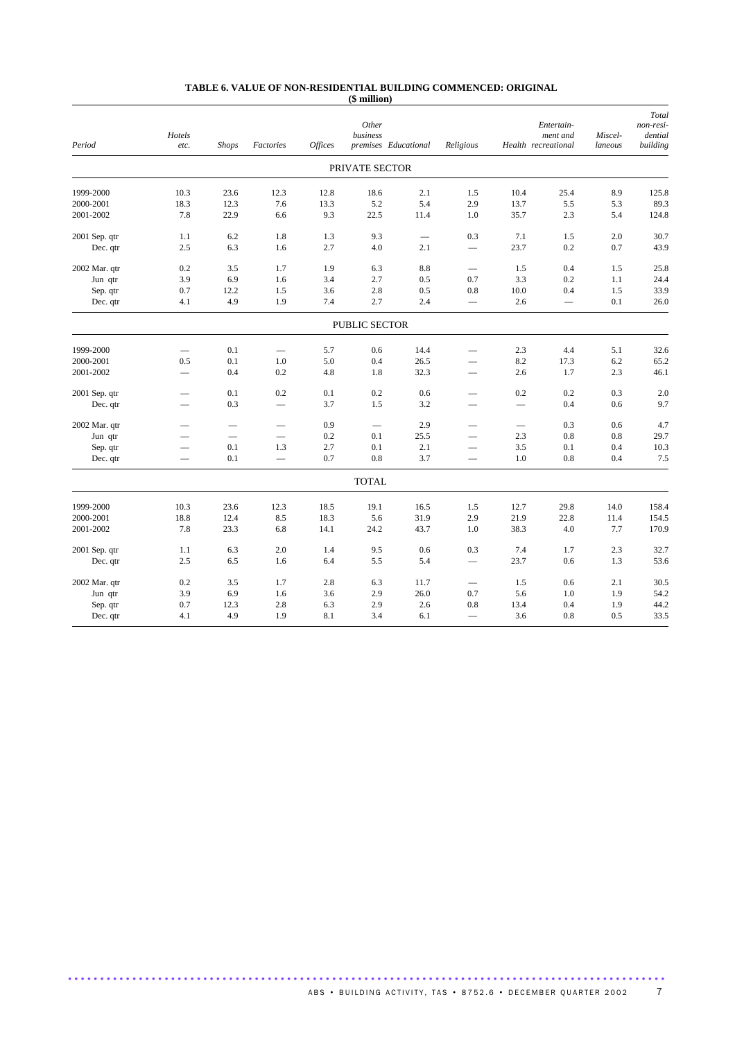# TABLE 6. VALUE OF NON-RESIDENTIAL BUILDING COMMENCED: ORIGINAL

($ million)

| Period | Hotels etc. | Shops | Factories | Offices | Other business premises | Educational | Religious | Health | Entertain-ment and recreational | Miscel-laneous | Total non-resi-dential building |
|---|---|---|---|---|---|---|---|---|---|---|---|
| | | | | | PRIVATE SECTOR | | | | | | |
| 1999-2000 | 10.3 | 23.6 | 12.3 | 12.8 | 18.6 | 2.1 | 1.5 | 10.4 | 25.4 | 8.9 | 125.8 |
| 2000-2001 | 18.3 | 12.3 | 7.6 | 13.3 | 5.2 | 5.4 | 2.9 | 13.7 | 5.5 | 5.3 | 89.3 |
| 2001-2002 | 7.8 | 22.9 | 6.6 | 9.3 | 22.5 | 11.4 | 1.0 | 35.7 | 2.3 | 5.4 | 124.8 |
| 2001 Sep. qtr | 1.1 | 6.2 | 1.8 | 1.3 | 9.3 | — | 0.3 | 7.1 | 1.5 | 2.0 | 30.7 |
| Dec. qtr | 2.5 | 6.3 | 1.6 | 2.7 | 4.0 | 2.1 | — | 23.7 | 0.2 | 0.7 | 43.9 |
| 2002 Mar. qtr | 0.2 | 3.5 | 1.7 | 1.9 | 6.3 | 8.8 | — | 1.5 | 0.4 | 1.5 | 25.8 |
| Jun qtr | 3.9 | 6.9 | 1.6 | 3.4 | 2.7 | 0.5 | 0.7 | 3.3 | 0.2 | 1.1 | 24.4 |
| Sep. qtr | 0.7 | 12.2 | 1.5 | 3.6 | 2.8 | 0.5 | 0.8 | 10.0 | 0.4 | 1.5 | 33.9 |
| Dec. qtr | 4.1 | 4.9 | 1.9 | 7.4 | 2.7 | 2.4 | — | 2.6 | — | 0.1 | 26.0 |
| | | | | | PUBLIC SECTOR | | | | | | |
| 1999-2000 | — | 0.1 | — | 5.7 | 0.6 | 14.4 | — | 2.3 | 4.4 | 5.1 | 32.6 |
| 2000-2001 | 0.5 | 0.1 | 1.0 | 5.0 | 0.4 | 26.5 | — | 8.2 | 17.3 | 6.2 | 65.2 |
| 2001-2002 | — | 0.4 | 0.2 | 4.8 | 1.8 | 32.3 | — | 2.6 | 1.7 | 2.3 | 46.1 |
| 2001 Sep. qtr | — | 0.1 | 0.2 | 0.1 | 0.2 | 0.6 | — | 0.2 | 0.2 | 0.3 | 2.0 |
| Dec. qtr | — | 0.3 | — | 3.7 | 1.5 | 3.2 | — | — | 0.4 | 0.6 | 9.7 |
| 2002 Mar. qtr | — | — | — | 0.9 | — | 2.9 | — | — | 0.3 | 0.6 | 4.7 |
| Jun qtr | — | — | — | 0.2 | 0.1 | 25.5 | — | 2.3 | 0.8 | 0.8 | 29.7 |
| Sep. qtr | — | 0.1 | 1.3 | 2.7 | 0.1 | 2.1 | — | 3.5 | 0.1 | 0.4 | 10.3 |
| Dec. qtr | — | 0.1 | — | 0.7 | 0.8 | 3.7 | — | 1.0 | 0.8 | 0.4 | 7.5 |
| | | | | | TOTAL | | | | | | |
| 1999-2000 | 10.3 | 23.6 | 12.3 | 18.5 | 19.1 | 16.5 | 1.5 | 12.7 | 29.8 | 14.0 | 158.4 |
| 2000-2001 | 18.8 | 12.4 | 8.5 | 18.3 | 5.6 | 31.9 | 2.9 | 21.9 | 22.8 | 11.4 | 154.5 |
| 2001-2002 | 7.8 | 23.3 | 6.8 | 14.1 | 24.2 | 43.7 | 1.0 | 38.3 | 4.0 | 7.7 | 170.9 |
| 2001 Sep. qtr | 1.1 | 6.3 | 2.0 | 1.4 | 9.5 | 0.6 | 0.3 | 7.4 | 1.7 | 2.3 | 32.7 |
| Dec. qtr | 2.5 | 6.5 | 1.6 | 6.4 | 5.5 | 5.4 | — | 23.7 | 0.6 | 1.3 | 53.6 |
| 2002 Mar. qtr | 0.2 | 3.5 | 1.7 | 2.8 | 6.3 | 11.7 | — | 1.5 | 0.6 | 2.1 | 30.5 |
| Jun qtr | 3.9 | 6.9 | 1.6 | 3.6 | 2.9 | 26.0 | 0.7 | 5.6 | 1.0 | 1.9 | 54.2 |
| Sep. qtr | 0.7 | 12.3 | 2.8 | 6.3 | 2.9 | 2.6 | 0.8 | 13.4 | 0.4 | 1.9 | 44.2 |
| Dec. qtr | 4.1 | 4.9 | 1.9 | 8.1 | 3.4 | 6.1 | — | 3.6 | 0.8 | 0.5 | 33.5 |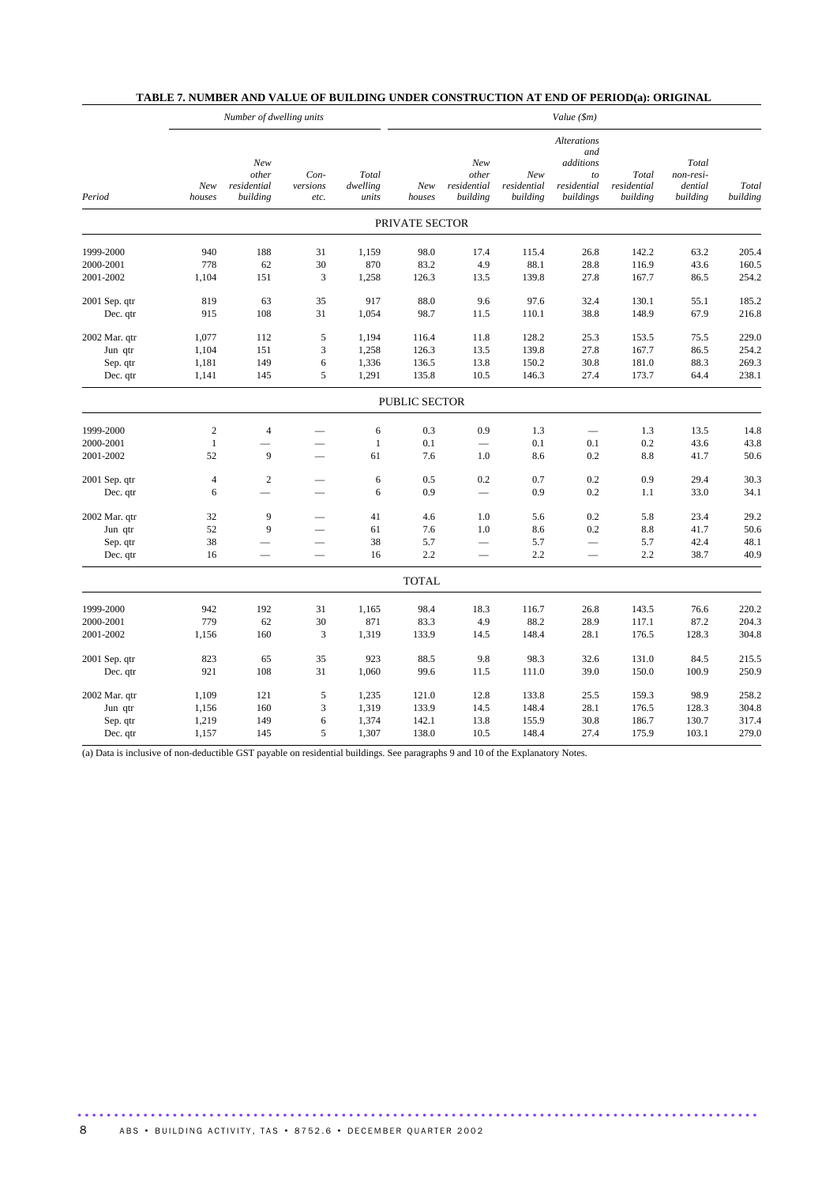**TABLE 7. NUMBER AND VALUE OF BUILDING UNDER CONSTRUCTION AT END OF PERIOD(a): ORIGINAL**

| | *Number of dwelling units* | | | | *Value ($m)* | | | | | | |
|---|---|---|---|---|---|---|---|---|---|---|---|
| *Period* | *New houses* | *New other residential building* | *Con-versions etc.* | *Total dwelling units* | *New houses* | *New other residential building* | *New residential building* | *Alterations and additions to residential buildings* | *Total residential building* | *Total non-resi-dential building* | *Total building* |
| | | | | | PRIVATE SECTOR | | | | | | |
| 1999-2000 | 940 | 188 | 31 | 1,159 | 98.0 | 17.4 | 115.4 | 26.8 | 142.2 | 63.2 | 205.4 |
| 2000-2001 | 778 | 62 | 30 | 870 | 83.2 | 4.9 | 88.1 | 28.8 | 116.9 | 43.6 | 160.5 |
| 2001-2002 | 1,104 | 151 | 3 | 1,258 | 126.3 | 13.5 | 139.8 | 27.8 | 167.7 | 86.5 | 254.2 |
| 2001 Sep. qtr | 819 | 63 | 35 | 917 | 88.0 | 9.6 | 97.6 | 32.4 | 130.1 | 55.1 | 185.2 |
| Dec. qtr | 915 | 108 | 31 | 1,054 | 98.7 | 11.5 | 110.1 | 38.8 | 148.9 | 67.9 | 216.8 |
| 2002 Mar. qtr | 1,077 | 112 | 5 | 1,194 | 116.4 | 11.8 | 128.2 | 25.3 | 153.5 | 75.5 | 229.0 |
| Jun qtr | 1,104 | 151 | 3 | 1,258 | 126.3 | 13.5 | 139.8 | 27.8 | 167.7 | 86.5 | 254.2 |
| Sep. qtr | 1,181 | 149 | 6 | 1,336 | 136.5 | 13.8 | 150.2 | 30.8 | 181.0 | 88.3 | 269.3 |
| Dec. qtr | 1,141 | 145 | 5 | 1,291 | 135.8 | 10.5 | 146.3 | 27.4 | 173.7 | 64.4 | 238.1 |
| | | | | | PUBLIC SECTOR | | | | | | |
| 1999-2000 | 2 | 4 | — | 6 | 0.3 | 0.9 | 1.3 | — | 1.3 | 13.5 | 14.8 |
| 2000-2001 | 1 | — | — | 1 | 0.1 | — | 0.1 | 0.1 | 0.2 | 43.6 | 43.8 |
| 2001-2002 | 52 | 9 | — | 61 | 7.6 | 1.0 | 8.6 | 0.2 | 8.8 | 41.7 | 50.6 |
| 2001 Sep. qtr | 4 | 2 | — | 6 | 0.5 | 0.2 | 0.7 | 0.2 | 0.9 | 29.4 | 30.3 |
| Dec. qtr | 6 | — | — | 6 | 0.9 | — | 0.9 | 0.2 | 1.1 | 33.0 | 34.1 |
| 2002 Mar. qtr | 32 | 9 | — | 41 | 4.6 | 1.0 | 5.6 | 0.2 | 5.8 | 23.4 | 29.2 |
| Jun qtr | 52 | 9 | — | 61 | 7.6 | 1.0 | 8.6 | 0.2 | 8.8 | 41.7 | 50.6 |
| Sep. qtr | 38 | — | — | 38 | 5.7 | — | 5.7 | — | 5.7 | 42.4 | 48.1 |
| Dec. qtr | 16 | — | — | 16 | 2.2 | — | 2.2 | — | 2.2 | 38.7 | 40.9 |
| | | | | | TOTAL | | | | | | |
| 1999-2000 | 942 | 192 | 31 | 1,165 | 98.4 | 18.3 | 116.7 | 26.8 | 143.5 | 76.6 | 220.2 |
| 2000-2001 | 779 | 62 | 30 | 871 | 83.3 | 4.9 | 88.2 | 28.9 | 117.1 | 87.2 | 204.3 |
| 2001-2002 | 1,156 | 160 | 3 | 1,319 | 133.9 | 14.5 | 148.4 | 28.1 | 176.5 | 128.3 | 304.8 |
| 2001 Sep. qtr | 823 | 65 | 35 | 923 | 88.5 | 9.8 | 98.3 | 32.6 | 131.0 | 84.5 | 215.5 |
| Dec. qtr | 921 | 108 | 31 | 1,060 | 99.6 | 11.5 | 111.0 | 39.0 | 150.0 | 100.9 | 250.9 |
| 2002 Mar. qtr | 1,109 | 121 | 5 | 1,235 | 121.0 | 12.8 | 133.8 | 25.5 | 159.3 | 98.9 | 258.2 |
| Jun qtr | 1,156 | 160 | 3 | 1,319 | 133.9 | 14.5 | 148.4 | 28.1 | 176.5 | 128.3 | 304.8 |
| Sep. qtr | 1,219 | 149 | 6 | 1,374 | 142.1 | 13.8 | 155.9 | 30.8 | 186.7 | 130.7 | 317.4 |
| Dec. qtr | 1,157 | 145 | 5 | 1,307 | 138.0 | 10.5 | 148.4 | 27.4 | 175.9 | 103.1 | 279.0 |

(a) Data is inclusive of non-deductible GST payable on residential buildings. See paragraphs 9 and 10 of the Explanatory Notes.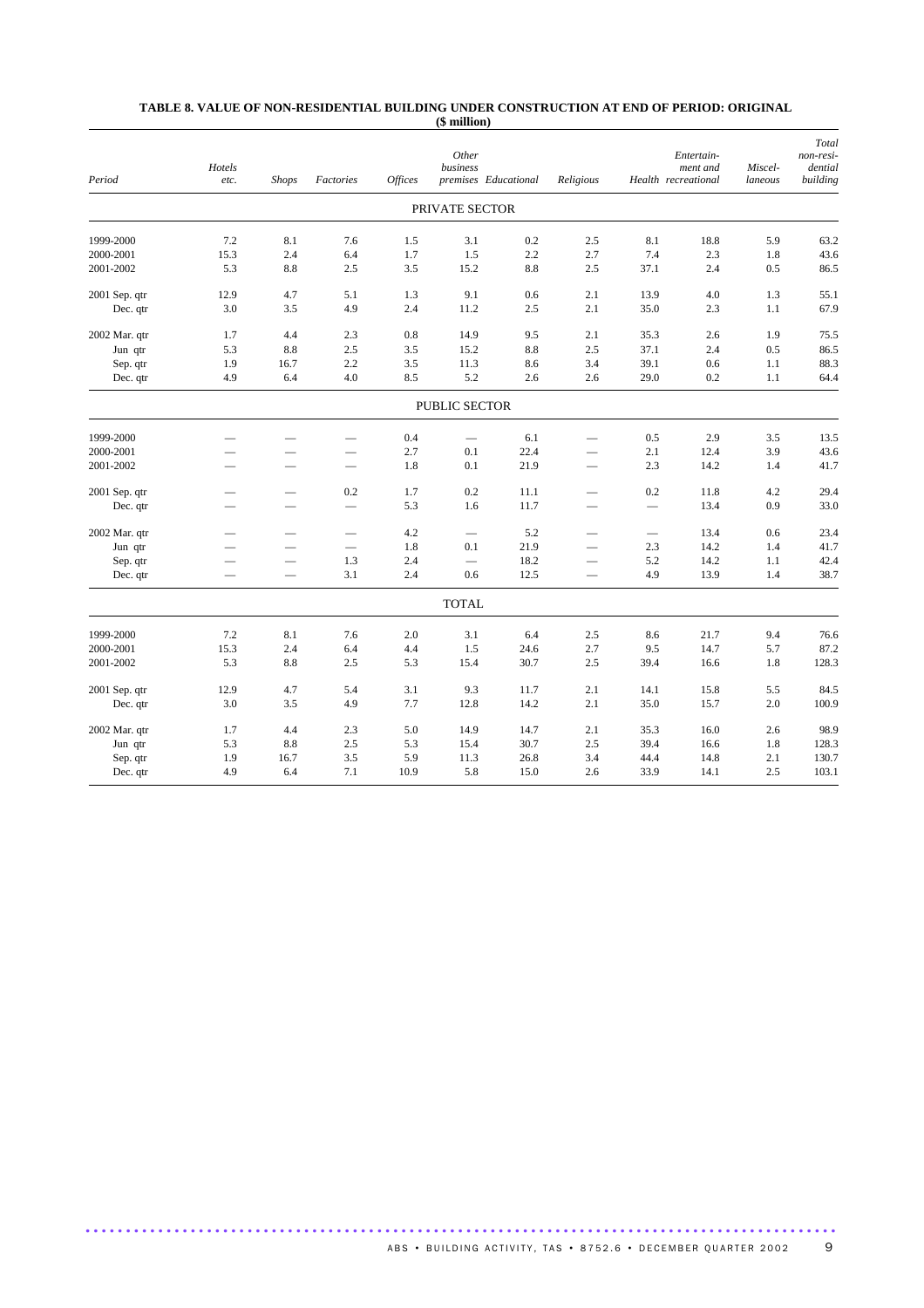**TABLE 8. VALUE OF NON-RESIDENTIAL BUILDING UNDER CONSTRUCTION AT END OF PERIOD: ORIGINAL**
**($ million)**

| *Period* | *Hotels etc.* | *Shops* | *Factories* | *Offices* | *Other business premises* | *Educational* | *Religious* | *Health* | *Entertain-ment and recreational* | *Miscel-laneous* | *Total non-resi-dential building* |
|---|---|---|---|---|---|---|---|---|---|---|---|
| | | | | | PRIVATE SECTOR | | | | | | |
| 1999-2000 | 7.2 | 8.1 | 7.6 | 1.5 | 3.1 | 0.2 | 2.5 | 8.1 | 18.8 | 5.9 | 63.2 |
| 2000-2001 | 15.3 | 2.4 | 6.4 | 1.7 | 1.5 | 2.2 | 2.7 | 7.4 | 2.3 | 1.8 | 43.6 |
| 2001-2002 | 5.3 | 8.8 | 2.5 | 3.5 | 15.2 | 8.8 | 2.5 | 37.1 | 2.4 | 0.5 | 86.5 |
| 2001 Sep. qtr | 12.9 | 4.7 | 5.1 | 1.3 | 9.1 | 0.6 | 2.1 | 13.9 | 4.0 | 1.3 | 55.1 |
| Dec. qtr | 3.0 | 3.5 | 4.9 | 2.4 | 11.2 | 2.5 | 2.1 | 35.0 | 2.3 | 1.1 | 67.9 |
| 2002 Mar. qtr | 1.7 | 4.4 | 2.3 | 0.8 | 14.9 | 9.5 | 2.1 | 35.3 | 2.6 | 1.9 | 75.5 |
| Jun qtr | 5.3 | 8.8 | 2.5 | 3.5 | 15.2 | 8.8 | 2.5 | 37.1 | 2.4 | 0.5 | 86.5 |
| Sep. qtr | 1.9 | 16.7 | 2.2 | 3.5 | 11.3 | 8.6 | 3.4 | 39.1 | 0.6 | 1.1 | 88.3 |
| Dec. qtr | 4.9 | 6.4 | 4.0 | 8.5 | 5.2 | 2.6 | 2.6 | 29.0 | 0.2 | 1.1 | 64.4 |
| | | | | | PUBLIC SECTOR | | | | | | |
| 1999-2000 | — | — | — | 0.4 | — | 6.1 | — | 0.5 | 2.9 | 3.5 | 13.5 |
| 2000-2001 | — | — | — | 2.7 | 0.1 | 22.4 | — | 2.1 | 12.4 | 3.9 | 43.6 |
| 2001-2002 | — | — | — | 1.8 | 0.1 | 21.9 | — | 2.3 | 14.2 | 1.4 | 41.7 |
| 2001 Sep. qtr | — | — | 0.2 | 1.7 | 0.2 | 11.1 | — | 0.2 | 11.8 | 4.2 | 29.4 |
| Dec. qtr | — | — | — | 5.3 | 1.6 | 11.7 | — | — | 13.4 | 0.9 | 33.0 |
| 2002 Mar. qtr | — | — | — | 4.2 | — | 5.2 | — | — | 13.4 | 0.6 | 23.4 |
| Jun qtr | — | — | — | 1.8 | 0.1 | 21.9 | — | 2.3 | 14.2 | 1.4 | 41.7 |
| Sep. qtr | — | — | 1.3 | 2.4 | — | 18.2 | — | 5.2 | 14.2 | 1.1 | 42.4 |
| Dec. qtr | — | — | 3.1 | 2.4 | 0.6 | 12.5 | — | 4.9 | 13.9 | 1.4 | 38.7 |
| | | | | | TOTAL | | | | | | |
| 1999-2000 | 7.2 | 8.1 | 7.6 | 2.0 | 3.1 | 6.4 | 2.5 | 8.6 | 21.7 | 9.4 | 76.6 |
| 2000-2001 | 15.3 | 2.4 | 6.4 | 4.4 | 1.5 | 24.6 | 2.7 | 9.5 | 14.7 | 5.7 | 87.2 |
| 2001-2002 | 5.3 | 8.8 | 2.5 | 5.3 | 15.4 | 30.7 | 2.5 | 39.4 | 16.6 | 1.8 | 128.3 |
| 2001 Sep. qtr | 12.9 | 4.7 | 5.4 | 3.1 | 9.3 | 11.7 | 2.1 | 14.1 | 15.8 | 5.5 | 84.5 |
| Dec. qtr | 3.0 | 3.5 | 4.9 | 7.7 | 12.8 | 14.2 | 2.1 | 35.0 | 15.7 | 2.0 | 100.9 |
| 2002 Mar. qtr | 1.7 | 4.4 | 2.3 | 5.0 | 14.9 | 14.7 | 2.1 | 35.3 | 16.0 | 2.6 | 98.9 |
| Jun qtr | 5.3 | 8.8 | 2.5 | 5.3 | 15.4 | 30.7 | 2.5 | 39.4 | 16.6 | 1.8 | 128.3 |
| Sep. qtr | 1.9 | 16.7 | 3.5 | 5.9 | 11.3 | 26.8 | 3.4 | 44.4 | 14.8 | 2.1 | 130.7 |
| Dec. qtr | 4.9 | 6.4 | 7.1 | 10.9 | 5.8 | 15.0 | 2.6 | 33.9 | 14.1 | 2.5 | 103.1 |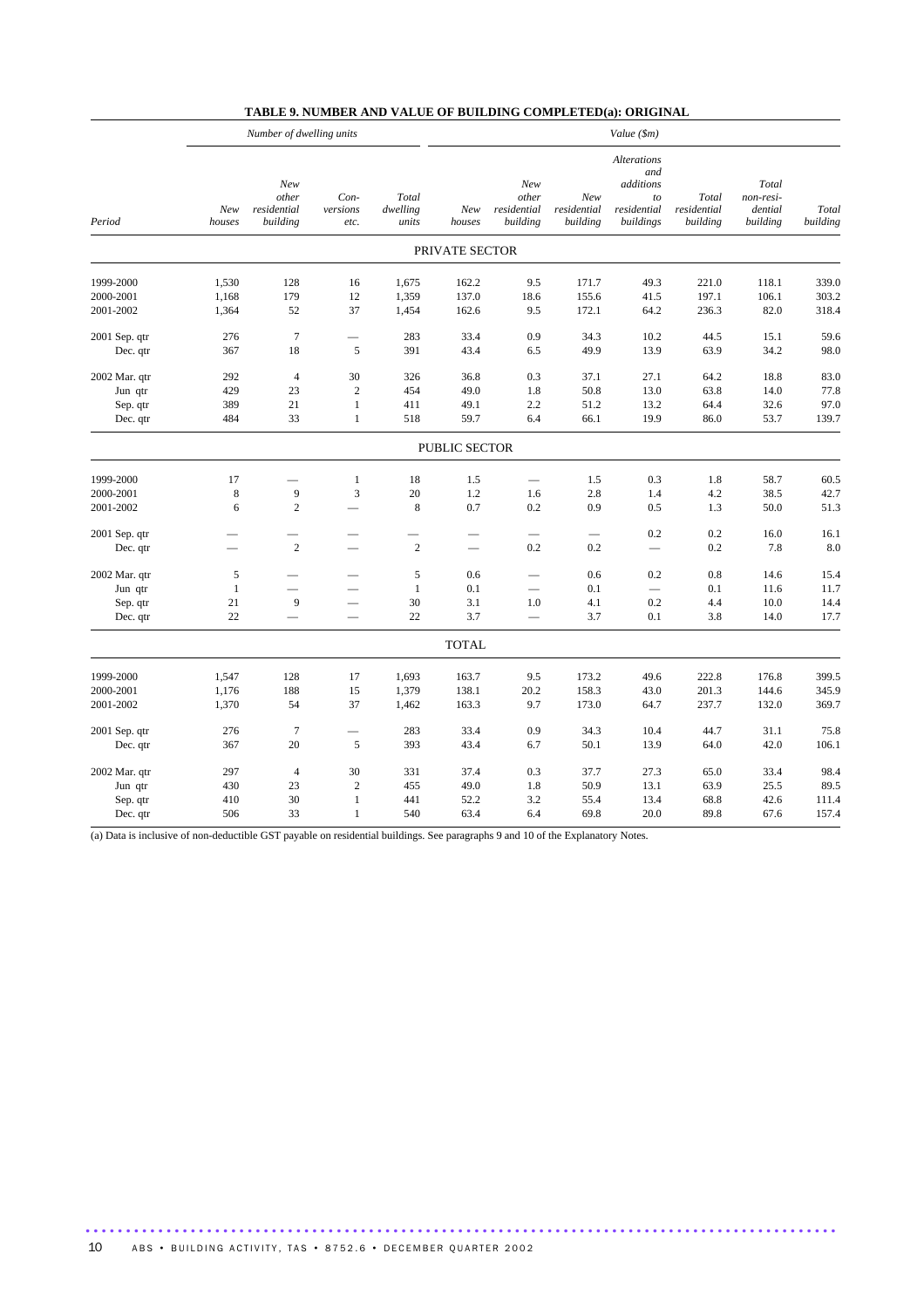## TABLE 9. NUMBER AND VALUE OF BUILDING COMPLETED(a): ORIGINAL

| Period | *Number of dwelling units* | | | | *Value ($m)* | | | | | | | |
|---|---|---|---|---|---|---|---|---|---|---|---|---|
| | *New houses* | *New other residential building* | *Con-versions etc.* | *Total dwelling units* | *New houses* | *New other residential building* | *New residential building* | *Alterations and additions to residential buildings* | *Total residential building* | *Total non-resi-dential building* | *Total building* |
| **PRIVATE SECTOR** | | | | | | | | | | | | |
| 1999-2000 | 1,530 | 128 | 16 | 1,675 | 162.2 | 9.5 | 171.7 | 49.3 | 221.0 | 118.1 | 339.0 |
| 2000-2001 | 1,168 | 179 | 12 | 1,359 | 137.0 | 18.6 | 155.6 | 41.5 | 197.1 | 106.1 | 303.2 |
| 2001-2002 | 1,364 | 52 | 37 | 1,454 | 162.6 | 9.5 | 172.1 | 64.2 | 236.3 | 82.0 | 318.4 |
| 2001 Sep. qtr | 276 | 7 | — | 283 | 33.4 | 0.9 | 34.3 | 10.2 | 44.5 | 15.1 | 59.6 |
| Dec. qtr | 367 | 18 | 5 | 391 | 43.4 | 6.5 | 49.9 | 13.9 | 63.9 | 34.2 | 98.0 |
| 2002 Mar. qtr | 292 | 4 | 30 | 326 | 36.8 | 0.3 | 37.1 | 27.1 | 64.2 | 18.8 | 83.0 |
| Jun qtr | 429 | 23 | 2 | 454 | 49.0 | 1.8 | 50.8 | 13.0 | 63.8 | 14.0 | 77.8 |
| Sep. qtr | 389 | 21 | 1 | 411 | 49.1 | 2.2 | 51.2 | 13.2 | 64.4 | 32.6 | 97.0 |
| Dec. qtr | 484 | 33 | 1 | 518 | 59.7 | 6.4 | 66.1 | 19.9 | 86.0 | 53.7 | 139.7 |
| **PUBLIC SECTOR** | | | | | | | | | | | | |
| 1999-2000 | 17 | — | 1 | 18 | 1.5 | — | 1.5 | 0.3 | 1.8 | 58.7 | 60.5 |
| 2000-2001 | 8 | 9 | 3 | 20 | 1.2 | 1.6 | 2.8 | 1.4 | 4.2 | 38.5 | 42.7 |
| 2001-2002 | 6 | 2 | — | 8 | 0.7 | 0.2 | 0.9 | 0.5 | 1.3 | 50.0 | 51.3 |
| 2001 Sep. qtr | — | — | — | — | — | — | — | 0.2 | 0.2 | 16.0 | 16.1 |
| Dec. qtr | — | 2 | — | 2 | — | 0.2 | 0.2 | — | 0.2 | 7.8 | 8.0 |
| 2002 Mar. qtr | 5 | — | — | 5 | 0.6 | — | 0.6 | 0.2 | 0.8 | 14.6 | 15.4 |
| Jun qtr | 1 | — | — | 1 | 0.1 | — | 0.1 | — | 0.1 | 11.6 | 11.7 |
| Sep. qtr | 21 | 9 | — | 30 | 3.1 | 1.0 | 4.1 | 0.2 | 4.4 | 10.0 | 14.4 |
| Dec. qtr | 22 | — | — | 22 | 3.7 | — | 3.7 | 0.1 | 3.8 | 14.0 | 17.7 |
| **TOTAL** | | | | | | | | | | | | |
| 1999-2000 | 1,547 | 128 | 17 | 1,693 | 163.7 | 9.5 | 173.2 | 49.6 | 222.8 | 176.8 | 399.5 |
| 2000-2001 | 1,176 | 188 | 15 | 1,379 | 138.1 | 20.2 | 158.3 | 43.0 | 201.3 | 144.6 | 345.9 |
| 2001-2002 | 1,370 | 54 | 37 | 1,462 | 163.3 | 9.7 | 173.0 | 64.7 | 237.7 | 132.0 | 369.7 |
| 2001 Sep. qtr | 276 | 7 | — | 283 | 33.4 | 0.9 | 34.3 | 10.4 | 44.7 | 31.1 | 75.8 |
| Dec. qtr | 367 | 20 | 5 | 393 | 43.4 | 6.7 | 50.1 | 13.9 | 64.0 | 42.0 | 106.1 |
| 2002 Mar. qtr | 297 | 4 | 30 | 331 | 37.4 | 0.3 | 37.7 | 27.3 | 65.0 | 33.4 | 98.4 |
| Jun qtr | 430 | 23 | 2 | 455 | 49.0 | 1.8 | 50.9 | 13.1 | 63.9 | 25.5 | 89.5 |
| Sep. qtr | 410 | 30 | 1 | 441 | 52.2 | 3.2 | 55.4 | 13.4 | 68.8 | 42.6 | 111.4 |
| Dec. qtr | 506 | 33 | 1 | 540 | 63.4 | 6.4 | 69.8 | 20.0 | 89.8 | 67.6 | 157.4 |

(a) Data is inclusive of non-deductible GST payable on residential buildings. See paragraphs 9 and 10 of the Explanatory Notes.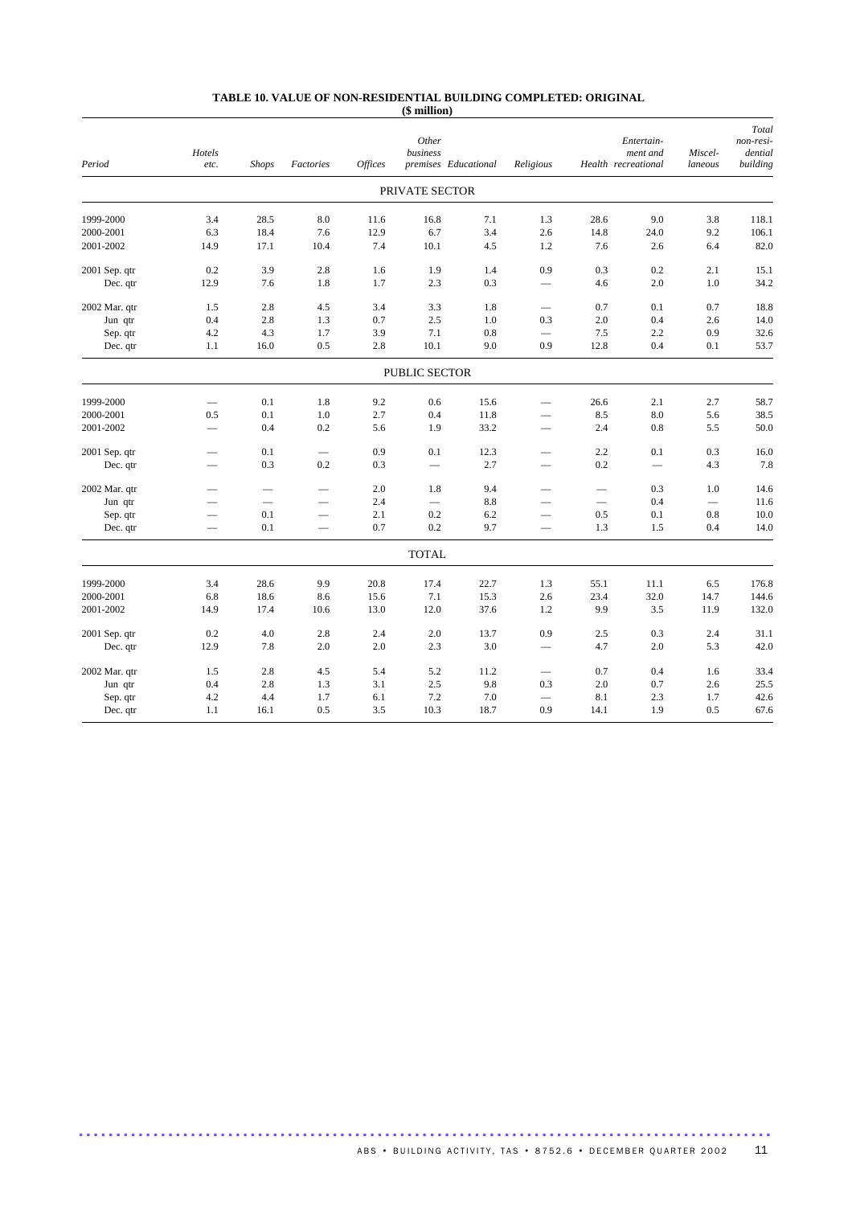# TABLE 10. VALUE OF NON-RESIDENTIAL BUILDING COMPLETED: ORIGINAL

**($ million)**

| Period | *Hotels etc.* | *Shops* | *Factories* | *Offices* | *Other business premises* | *Educational* | *Religious* | *Health* | *Entertainment and recreational* | *Miscellaneous* | *Total non-residential building* |
|---|---|---|---|---|---|---|---|---|---|---|---|
| | | | | | PRIVATE SECTOR | | | | | | |
| 1999-2000 | 3.4 | 28.5 | 8.0 | 11.6 | 16.8 | 7.1 | 1.3 | 28.6 | 9.0 | 3.8 | 118.1 |
| 2000-2001 | 6.3 | 18.4 | 7.6 | 12.9 | 6.7 | 3.4 | 2.6 | 14.8 | 24.0 | 9.2 | 106.1 |
| 2001-2002 | 14.9 | 17.1 | 10.4 | 7.4 | 10.1 | 4.5 | 1.2 | 7.6 | 2.6 | 6.4 | 82.0 |
| 2001 Sep. qtr | 0.2 | 3.9 | 2.8 | 1.6 | 1.9 | 1.4 | 0.9 | 0.3 | 0.2 | 2.1 | 15.1 |
| Dec. qtr | 12.9 | 7.6 | 1.8 | 1.7 | 2.3 | 0.3 | — | 4.6 | 2.0 | 1.0 | 34.2 |
| 2002 Mar. qtr | 1.5 | 2.8 | 4.5 | 3.4 | 3.3 | 1.8 | — | 0.7 | 0.1 | 0.7 | 18.8 |
| Jun qtr | 0.4 | 2.8 | 1.3 | 0.7 | 2.5 | 1.0 | 0.3 | 2.0 | 0.4 | 2.6 | 14.0 |
| Sep. qtr | 4.2 | 4.3 | 1.7 | 3.9 | 7.1 | 0.8 | — | 7.5 | 2.2 | 0.9 | 32.6 |
| Dec. qtr | 1.1 | 16.0 | 0.5 | 2.8 | 10.1 | 9.0 | 0.9 | 12.8 | 0.4 | 0.1 | 53.7 |
| | | | | | PUBLIC SECTOR | | | | | | |
| 1999-2000 | — | 0.1 | 1.8 | 9.2 | 0.6 | 15.6 | — | 26.6 | 2.1 | 2.7 | 58.7 |
| 2000-2001 | 0.5 | 0.1 | 1.0 | 2.7 | 0.4 | 11.8 | — | 8.5 | 8.0 | 5.6 | 38.5 |
| 2001-2002 | — | 0.4 | 0.2 | 5.6 | 1.9 | 33.2 | — | 2.4 | 0.8 | 5.5 | 50.0 |
| 2001 Sep. qtr | — | 0.1 | — | 0.9 | 0.1 | 12.3 | — | 2.2 | 0.1 | 0.3 | 16.0 |
| Dec. qtr | — | 0.3 | 0.2 | 0.3 | — | 2.7 | — | 0.2 | — | 4.3 | 7.8 |
| 2002 Mar. qtr | — | — | — | 2.0 | 1.8 | 9.4 | — | — | 0.3 | 1.0 | 14.6 |
| Jun qtr | — | — | — | 2.4 | — | 8.8 | — | — | 0.4 | — | 11.6 |
| Sep. qtr | — | 0.1 | — | 2.1 | 0.2 | 6.2 | — | 0.5 | 0.1 | 0.8 | 10.0 |
| Dec. qtr | — | 0.1 | — | 0.7 | 0.2 | 9.7 | — | 1.3 | 1.5 | 0.4 | 14.0 |
| | | | | | TOTAL | | | | | | |
| 1999-2000 | 3.4 | 28.6 | 9.9 | 20.8 | 17.4 | 22.7 | 1.3 | 55.1 | 11.1 | 6.5 | 176.8 |
| 2000-2001 | 6.8 | 18.6 | 8.6 | 15.6 | 7.1 | 15.3 | 2.6 | 23.4 | 32.0 | 14.7 | 144.6 |
| 2001-2002 | 14.9 | 17.4 | 10.6 | 13.0 | 12.0 | 37.6 | 1.2 | 9.9 | 3.5 | 11.9 | 132.0 |
| 2001 Sep. qtr | 0.2 | 4.0 | 2.8 | 2.4 | 2.0 | 13.7 | 0.9 | 2.5 | 0.3 | 2.4 | 31.1 |
| Dec. qtr | 12.9 | 7.8 | 2.0 | 2.0 | 2.3 | 3.0 | — | 4.7 | 2.0 | 5.3 | 42.0 |
| 2002 Mar. qtr | 1.5 | 2.8 | 4.5 | 5.4 | 5.2 | 11.2 | — | 0.7 | 0.4 | 1.6 | 33.4 |
| Jun qtr | 0.4 | 2.8 | 1.3 | 3.1 | 2.5 | 9.8 | 0.3 | 2.0 | 0.7 | 2.6 | 25.5 |
| Sep. qtr | 4.2 | 4.4 | 1.7 | 6.1 | 7.2 | 7.0 | — | 8.1 | 2.3 | 1.7 | 42.6 |
| Dec. qtr | 1.1 | 16.1 | 0.5 | 3.5 | 10.3 | 18.7 | 0.9 | 14.1 | 1.9 | 0.5 | 67.6 |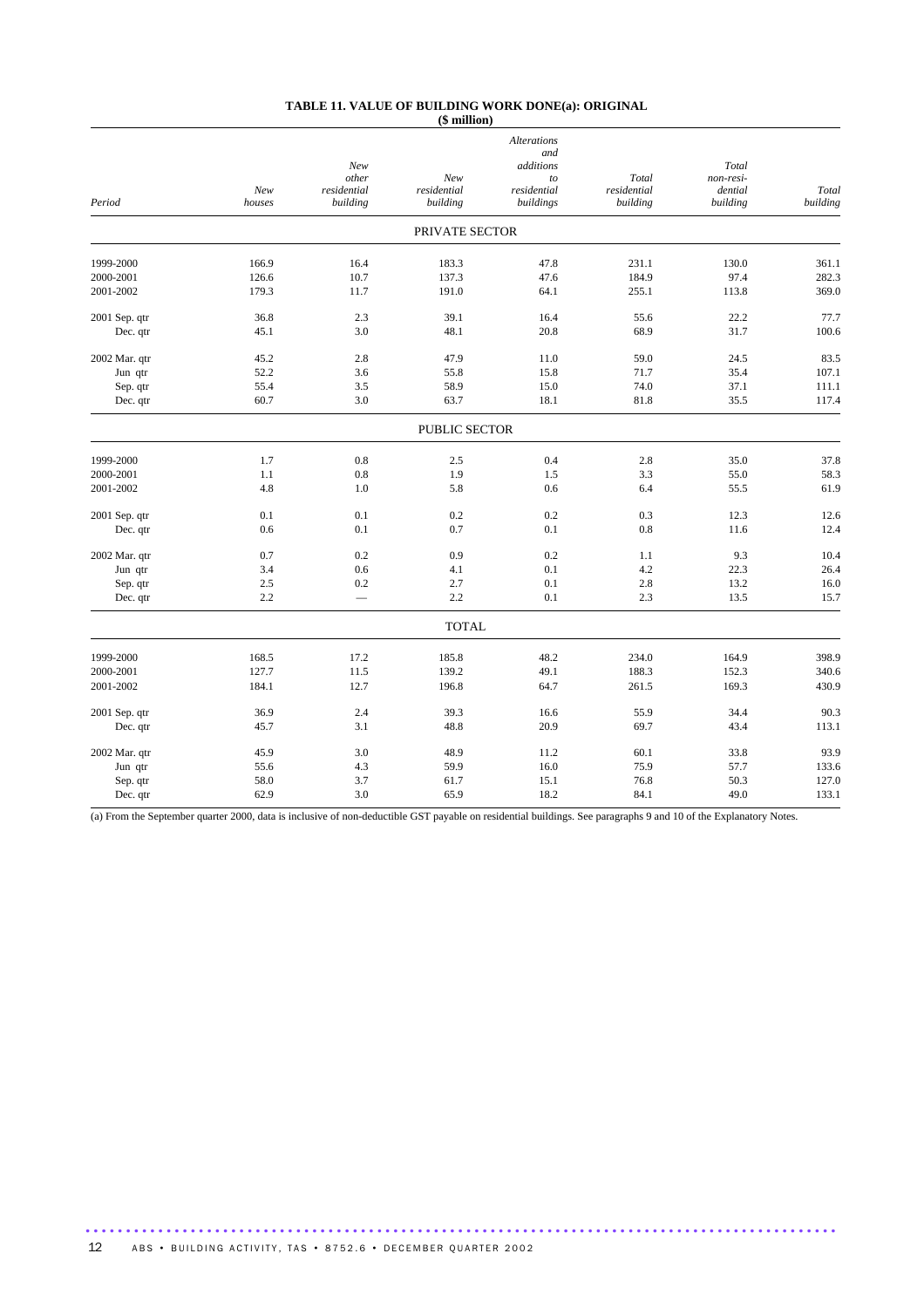# TABLE 11. VALUE OF BUILDING WORK DONE(a): ORIGINAL

($ million)

| Period | *New houses* | *New other residential building* | *New residential building* | *Alterations and additions to residential buildings* | *Total residential building* | *Total non-residential building* | *Total building* |
|---|---|---|---|---|---|---|---|
| | | | PRIVATE SECTOR | | | | |
| 1999-2000 | 166.9 | 16.4 | 183.3 | 47.8 | 231.1 | 130.0 | 361.1 |
| 2000-2001 | 126.6 | 10.7 | 137.3 | 47.6 | 184.9 | 97.4 | 282.3 |
| 2001-2002 | 179.3 | 11.7 | 191.0 | 64.1 | 255.1 | 113.8 | 369.0 |
| 2001 Sep. qtr | 36.8 | 2.3 | 39.1 | 16.4 | 55.6 | 22.2 | 77.7 |
| Dec. qtr | 45.1 | 3.0 | 48.1 | 20.8 | 68.9 | 31.7 | 100.6 |
| 2002 Mar. qtr | 45.2 | 2.8 | 47.9 | 11.0 | 59.0 | 24.5 | 83.5 |
| Jun qtr | 52.2 | 3.6 | 55.8 | 15.8 | 71.7 | 35.4 | 107.1 |
| Sep. qtr | 55.4 | 3.5 | 58.9 | 15.0 | 74.0 | 37.1 | 111.1 |
| Dec. qtr | 60.7 | 3.0 | 63.7 | 18.1 | 81.8 | 35.5 | 117.4 |
| | | | PUBLIC SECTOR | | | | |
| 1999-2000 | 1.7 | 0.8 | 2.5 | 0.4 | 2.8 | 35.0 | 37.8 |
| 2000-2001 | 1.1 | 0.8 | 1.9 | 1.5 | 3.3 | 55.0 | 58.3 |
| 2001-2002 | 4.8 | 1.0 | 5.8 | 0.6 | 6.4 | 55.5 | 61.9 |
| 2001 Sep. qtr | 0.1 | 0.1 | 0.2 | 0.2 | 0.3 | 12.3 | 12.6 |
| Dec. qtr | 0.6 | 0.1 | 0.7 | 0.1 | 0.8 | 11.6 | 12.4 |
| 2002 Mar. qtr | 0.7 | 0.2 | 0.9 | 0.2 | 1.1 | 9.3 | 10.4 |
| Jun qtr | 3.4 | 0.6 | 4.1 | 0.1 | 4.2 | 22.3 | 26.4 |
| Sep. qtr | 2.5 | 0.2 | 2.7 | 0.1 | 2.8 | 13.2 | 16.0 |
| Dec. qtr | 2.2 | — | 2.2 | 0.1 | 2.3 | 13.5 | 15.7 |
| | | | TOTAL | | | | |
| 1999-2000 | 168.5 | 17.2 | 185.8 | 48.2 | 234.0 | 164.9 | 398.9 |
| 2000-2001 | 127.7 | 11.5 | 139.2 | 49.1 | 188.3 | 152.3 | 340.6 |
| 2001-2002 | 184.1 | 12.7 | 196.8 | 64.7 | 261.5 | 169.3 | 430.9 |
| 2001 Sep. qtr | 36.9 | 2.4 | 39.3 | 16.6 | 55.9 | 34.4 | 90.3 |
| Dec. qtr | 45.7 | 3.1 | 48.8 | 20.9 | 69.7 | 43.4 | 113.1 |
| 2002 Mar. qtr | 45.9 | 3.0 | 48.9 | 11.2 | 60.1 | 33.8 | 93.9 |
| Jun qtr | 55.6 | 4.3 | 59.9 | 16.0 | 75.9 | 57.7 | 133.6 |
| Sep. qtr | 58.0 | 3.7 | 61.7 | 15.1 | 76.8 | 50.3 | 127.0 |
| Dec. qtr | 62.9 | 3.0 | 65.9 | 18.2 | 84.1 | 49.0 | 133.1 |

(a) From the September quarter 2000, data is inclusive of non-deductible GST payable on residential buildings. See paragraphs 9 and 10 of the Explanatory Notes.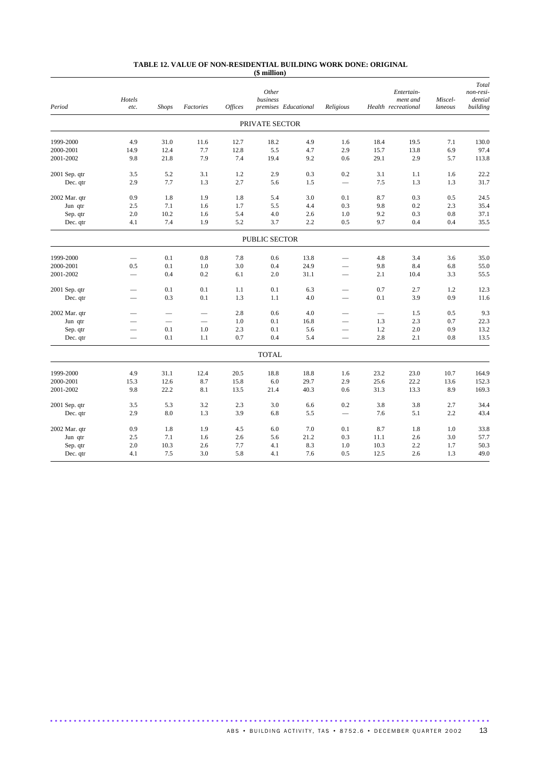# TABLE 12. VALUE OF NON-RESIDENTIAL BUILDING WORK DONE: ORIGINAL

**($ million)**

| Period | *Hotels etc.* | *Shops* | *Factories* | *Offices* | *Other business premises* | *Educational* | *Religious* | *Health* | *Entertain-ment and recreational* | *Miscel-laneous* | *Total non-resi-dential building* |
|---|---|---|---|---|---|---|---|---|---|---|---|
| | | | | | PRIVATE SECTOR | | | | | | |
| 1999-2000 | 4.9 | 31.0 | 11.6 | 12.7 | 18.2 | 4.9 | 1.6 | 18.4 | 19.5 | 7.1 | 130.0 |
| 2000-2001 | 14.9 | 12.4 | 7.7 | 12.8 | 5.5 | 4.7 | 2.9 | 15.7 | 13.8 | 6.9 | 97.4 |
| 2001-2002 | 9.8 | 21.8 | 7.9 | 7.4 | 19.4 | 9.2 | 0.6 | 29.1 | 2.9 | 5.7 | 113.8 |
| 2001 Sep. qtr | 3.5 | 5.2 | 3.1 | 1.2 | 2.9 | 0.3 | 0.2 | 3.1 | 1.1 | 1.6 | 22.2 |
| Dec. qtr | 2.9 | 7.7 | 1.3 | 2.7 | 5.6 | 1.5 | — | 7.5 | 1.3 | 1.3 | 31.7 |
| 2002 Mar. qtr | 0.9 | 1.8 | 1.9 | 1.8 | 5.4 | 3.0 | 0.1 | 8.7 | 0.3 | 0.5 | 24.5 |
| Jun qtr | 2.5 | 7.1 | 1.6 | 1.7 | 5.5 | 4.4 | 0.3 | 9.8 | 0.2 | 2.3 | 35.4 |
| Sep. qtr | 2.0 | 10.2 | 1.6 | 5.4 | 4.0 | 2.6 | 1.0 | 9.2 | 0.3 | 0.8 | 37.1 |
| Dec. qtr | 4.1 | 7.4 | 1.9 | 5.2 | 3.7 | 2.2 | 0.5 | 9.7 | 0.4 | 0.4 | 35.5 |
| | | | | | PUBLIC SECTOR | | | | | | |
| 1999-2000 | — | 0.1 | 0.8 | 7.8 | 0.6 | 13.8 | — | 4.8 | 3.4 | 3.6 | 35.0 |
| 2000-2001 | 0.5 | 0.1 | 1.0 | 3.0 | 0.4 | 24.9 | — | 9.8 | 8.4 | 6.8 | 55.0 |
| 2001-2002 | — | 0.4 | 0.2 | 6.1 | 2.0 | 31.1 | — | 2.1 | 10.4 | 3.3 | 55.5 |
| 2001 Sep. qtr | — | 0.1 | 0.1 | 1.1 | 0.1 | 6.3 | — | 0.7 | 2.7 | 1.2 | 12.3 |
| Dec. qtr | — | 0.3 | 0.1 | 1.3 | 1.1 | 4.0 | — | 0.1 | 3.9 | 0.9 | 11.6 |
| 2002 Mar. qtr | — | — | — | 2.8 | 0.6 | 4.0 | — | — | 1.5 | 0.5 | 9.3 |
| Jun qtr | — | — | — | 1.0 | 0.1 | 16.8 | — | 1.3 | 2.3 | 0.7 | 22.3 |
| Sep. qtr | — | 0.1 | 1.0 | 2.3 | 0.1 | 5.6 | — | 1.2 | 2.0 | 0.9 | 13.2 |
| Dec. qtr | — | 0.1 | 1.1 | 0.7 | 0.4 | 5.4 | — | 2.8 | 2.1 | 0.8 | 13.5 |
| | | | | | TOTAL | | | | | | |
| 1999-2000 | 4.9 | 31.1 | 12.4 | 20.5 | 18.8 | 18.8 | 1.6 | 23.2 | 23.0 | 10.7 | 164.9 |
| 2000-2001 | 15.3 | 12.6 | 8.7 | 15.8 | 6.0 | 29.7 | 2.9 | 25.6 | 22.2 | 13.6 | 152.3 |
| 2001-2002 | 9.8 | 22.2 | 8.1 | 13.5 | 21.4 | 40.3 | 0.6 | 31.3 | 13.3 | 8.9 | 169.3 |
| 2001 Sep. qtr | 3.5 | 5.3 | 3.2 | 2.3 | 3.0 | 6.6 | 0.2 | 3.8 | 3.8 | 2.7 | 34.4 |
| Dec. qtr | 2.9 | 8.0 | 1.3 | 3.9 | 6.8 | 5.5 | — | 7.6 | 5.1 | 2.2 | 43.4 |
| 2002 Mar. qtr | 0.9 | 1.8 | 1.9 | 4.5 | 6.0 | 7.0 | 0.1 | 8.7 | 1.8 | 1.0 | 33.8 |
| Jun qtr | 2.5 | 7.1 | 1.6 | 2.6 | 5.6 | 21.2 | 0.3 | 11.1 | 2.6 | 3.0 | 57.7 |
| Sep. qtr | 2.0 | 10.3 | 2.6 | 7.7 | 4.1 | 8.3 | 1.0 | 10.3 | 2.2 | 1.7 | 50.3 |
| Dec. qtr | 4.1 | 7.5 | 3.0 | 5.8 | 4.1 | 7.6 | 0.5 | 12.5 | 2.6 | 1.3 | 49.0 |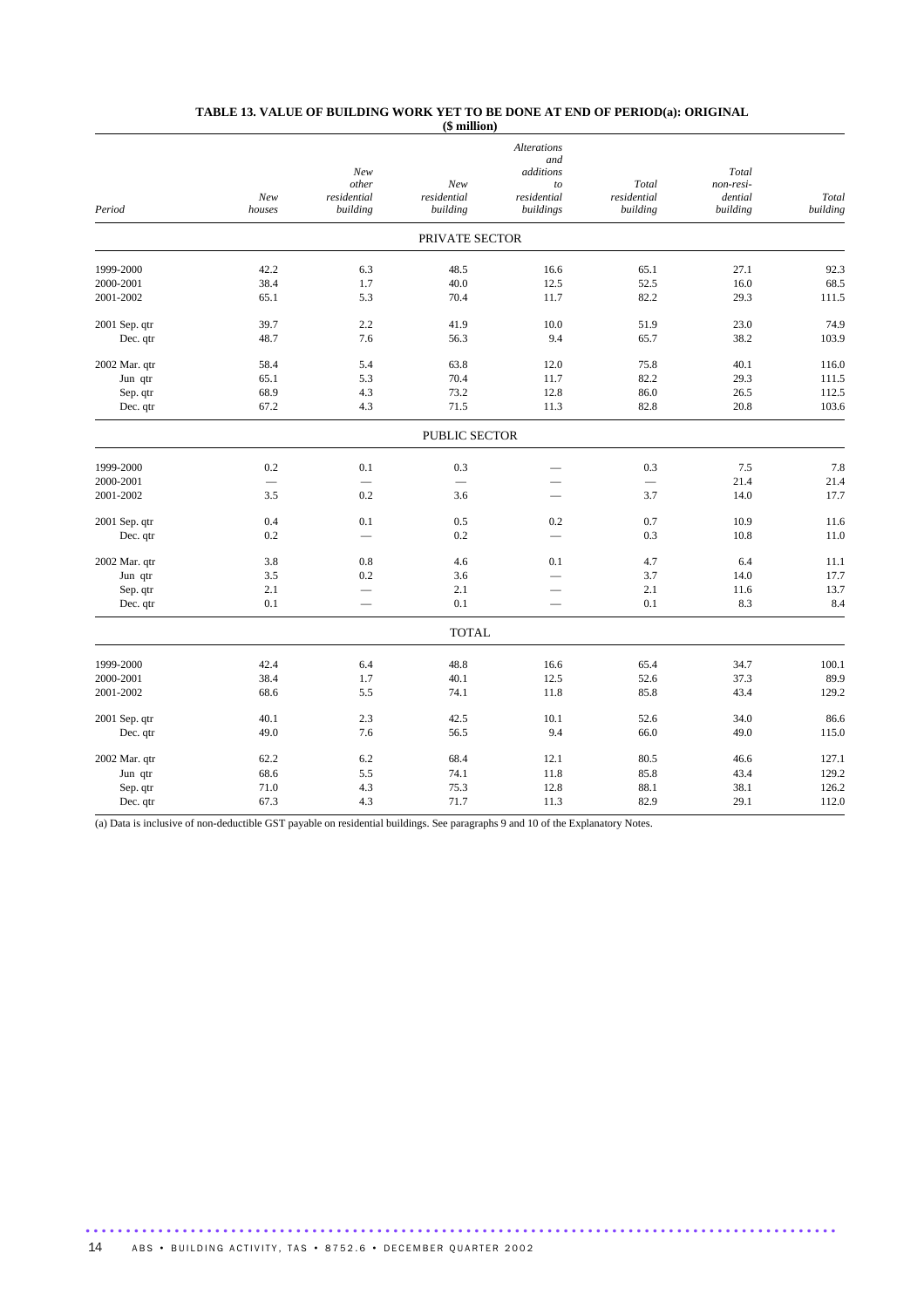**TABLE 13. VALUE OF BUILDING WORK YET TO BE DONE AT END OF PERIOD(a): ORIGINAL**
**($ million)**

| Period | New houses | New other residential building | New residential building | Alterations and additions to residential buildings | Total residential building | Total non-residential building | Total building |
|---|---|---|---|---|---|---|---|
| | | | PRIVATE SECTOR | | | | |
| 1999-2000 | 42.2 | 6.3 | 48.5 | 16.6 | 65.1 | 27.1 | 92.3 |
| 2000-2001 | 38.4 | 1.7 | 40.0 | 12.5 | 52.5 | 16.0 | 68.5 |
| 2001-2002 | 65.1 | 5.3 | 70.4 | 11.7 | 82.2 | 29.3 | 111.5 |
| 2001 Sep. qtr | 39.7 | 2.2 | 41.9 | 10.0 | 51.9 | 23.0 | 74.9 |
| Dec. qtr | 48.7 | 7.6 | 56.3 | 9.4 | 65.7 | 38.2 | 103.9 |
| 2002 Mar. qtr | 58.4 | 5.4 | 63.8 | 12.0 | 75.8 | 40.1 | 116.0 |
| Jun qtr | 65.1 | 5.3 | 70.4 | 11.7 | 82.2 | 29.3 | 111.5 |
| Sep. qtr | 68.9 | 4.3 | 73.2 | 12.8 | 86.0 | 26.5 | 112.5 |
| Dec. qtr | 67.2 | 4.3 | 71.5 | 11.3 | 82.8 | 20.8 | 103.6 |
| | | | PUBLIC SECTOR | | | | |
| 1999-2000 | 0.2 | 0.1 | 0.3 | — | 0.3 | 7.5 | 7.8 |
| 2000-2001 | — | — | — | — | — | 21.4 | 21.4 |
| 2001-2002 | 3.5 | 0.2 | 3.6 | — | 3.7 | 14.0 | 17.7 |
| 2001 Sep. qtr | 0.4 | 0.1 | 0.5 | 0.2 | 0.7 | 10.9 | 11.6 |
| Dec. qtr | 0.2 | — | 0.2 | — | 0.3 | 10.8 | 11.0 |
| 2002 Mar. qtr | 3.8 | 0.8 | 4.6 | 0.1 | 4.7 | 6.4 | 11.1 |
| Jun qtr | 3.5 | 0.2 | 3.6 | — | 3.7 | 14.0 | 17.7 |
| Sep. qtr | 2.1 | — | 2.1 | — | 2.1 | 11.6 | 13.7 |
| Dec. qtr | 0.1 | — | 0.1 | — | 0.1 | 8.3 | 8.4 |
| | | | TOTAL | | | | |
| 1999-2000 | 42.4 | 6.4 | 48.8 | 16.6 | 65.4 | 34.7 | 100.1 |
| 2000-2001 | 38.4 | 1.7 | 40.1 | 12.5 | 52.6 | 37.3 | 89.9 |
| 2001-2002 | 68.6 | 5.5 | 74.1 | 11.8 | 85.8 | 43.4 | 129.2 |
| 2001 Sep. qtr | 40.1 | 2.3 | 42.5 | 10.1 | 52.6 | 34.0 | 86.6 |
| Dec. qtr | 49.0 | 7.6 | 56.5 | 9.4 | 66.0 | 49.0 | 115.0 |
| 2002 Mar. qtr | 62.2 | 6.2 | 68.4 | 12.1 | 80.5 | 46.6 | 127.1 |
| Jun qtr | 68.6 | 5.5 | 74.1 | 11.8 | 85.8 | 43.4 | 129.2 |
| Sep. qtr | 71.0 | 4.3 | 75.3 | 12.8 | 88.1 | 38.1 | 126.2 |
| Dec. qtr | 67.3 | 4.3 | 71.7 | 11.3 | 82.9 | 29.1 | 112.0 |

(a) Data is inclusive of non-deductible GST payable on residential buildings. See paragraphs 9 and 10 of the Explanatory Notes.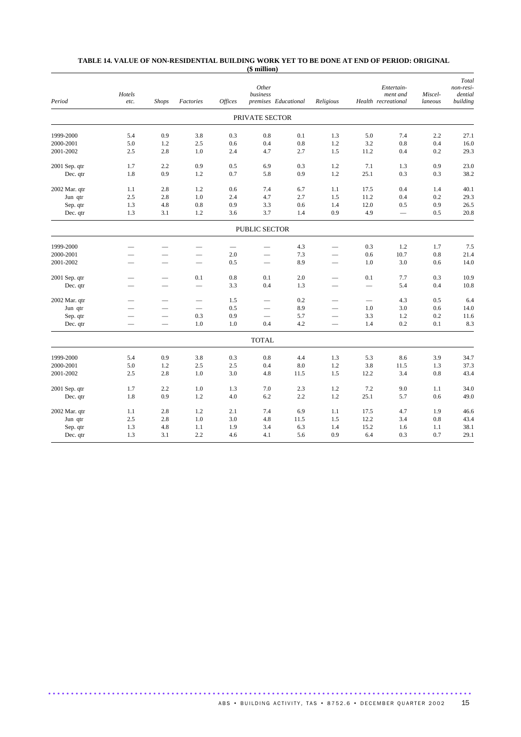**TABLE 14. VALUE OF NON-RESIDENTIAL BUILDING WORK YET TO BE DONE AT END OF PERIOD: ORIGINAL**
**($ million)**

| Period | Hotels etc. | Shops | Factories | Offices | Other business premises | Educational | Religious | Health | Entertain-ment and recreational | Miscel-laneous | Total non-resi-dential building |
|---|---|---|---|---|---|---|---|---|---|---|---|
| **PRIVATE SECTOR** | | | | | | | | | | | |
| 1999-2000 | 5.4 | 0.9 | 3.8 | 0.3 | 0.8 | 0.1 | 1.3 | 5.0 | 7.4 | 2.2 | 27.1 |
| 2000-2001 | 5.0 | 1.2 | 2.5 | 0.6 | 0.4 | 0.8 | 1.2 | 3.2 | 0.8 | 0.4 | 16.0 |
| 2001-2002 | 2.5 | 2.8 | 1.0 | 2.4 | 4.7 | 2.7 | 1.5 | 11.2 | 0.4 | 0.2 | 29.3 |
| 2001 Sep. qtr | 1.7 | 2.2 | 0.9 | 0.5 | 6.9 | 0.3 | 1.2 | 7.1 | 1.3 | 0.9 | 23.0 |
| Dec. qtr | 1.8 | 0.9 | 1.2 | 0.7 | 5.8 | 0.9 | 1.2 | 25.1 | 0.3 | 0.3 | 38.2 |
| 2002 Mar. qtr | 1.1 | 2.8 | 1.2 | 0.6 | 7.4 | 6.7 | 1.1 | 17.5 | 0.4 | 1.4 | 40.1 |
| Jun qtr | 2.5 | 2.8 | 1.0 | 2.4 | 4.7 | 2.7 | 1.5 | 11.2 | 0.4 | 0.2 | 29.3 |
| Sep. qtr | 1.3 | 4.8 | 0.8 | 0.9 | 3.3 | 0.6 | 1.4 | 12.0 | 0.5 | 0.9 | 26.5 |
| Dec. qtr | 1.3 | 3.1 | 1.2 | 3.6 | 3.7 | 1.4 | 0.9 | 4.9 | — | 0.5 | 20.8 |
| **PUBLIC SECTOR** | | | | | | | | | | | |
| 1999-2000 | — | — | — | — | — | 4.3 | — | 0.3 | 1.2 | 1.7 | 7.5 |
| 2000-2001 | — | — | — | 2.0 | — | 7.3 | — | 0.6 | 10.7 | 0.8 | 21.4 |
| 2001-2002 | — | — | — | 0.5 | — | 8.9 | — | 1.0 | 3.0 | 0.6 | 14.0 |
| 2001 Sep. qtr | — | — | 0.1 | 0.8 | 0.1 | 2.0 | — | 0.1 | 7.7 | 0.3 | 10.9 |
| Dec. qtr | — | — | — | 3.3 | 0.4 | 1.3 | — | — | 5.4 | 0.4 | 10.8 |
| 2002 Mar. qtr | — | — | — | 1.5 | — | 0.2 | — | — | 4.3 | 0.5 | 6.4 |
| Jun qtr | — | — | — | 0.5 | — | 8.9 | — | 1.0 | 3.0 | 0.6 | 14.0 |
| Sep. qtr | — | — | 0.3 | 0.9 | — | 5.7 | — | 3.3 | 1.2 | 0.2 | 11.6 |
| Dec. qtr | — | — | 1.0 | 1.0 | 0.4 | 4.2 | — | 1.4 | 0.2 | 0.1 | 8.3 |
| **TOTAL** | | | | | | | | | | | |
| 1999-2000 | 5.4 | 0.9 | 3.8 | 0.3 | 0.8 | 4.4 | 1.3 | 5.3 | 8.6 | 3.9 | 34.7 |
| 2000-2001 | 5.0 | 1.2 | 2.5 | 2.5 | 0.4 | 8.0 | 1.2 | 3.8 | 11.5 | 1.3 | 37.3 |
| 2001-2002 | 2.5 | 2.8 | 1.0 | 3.0 | 4.8 | 11.5 | 1.5 | 12.2 | 3.4 | 0.8 | 43.4 |
| 2001 Sep. qtr | 1.7 | 2.2 | 1.0 | 1.3 | 7.0 | 2.3 | 1.2 | 7.2 | 9.0 | 1.1 | 34.0 |
| Dec. qtr | 1.8 | 0.9 | 1.2 | 4.0 | 6.2 | 2.2 | 1.2 | 25.1 | 5.7 | 0.6 | 49.0 |
| 2002 Mar. qtr | 1.1 | 2.8 | 1.2 | 2.1 | 7.4 | 6.9 | 1.1 | 17.5 | 4.7 | 1.9 | 46.6 |
| Jun qtr | 2.5 | 2.8 | 1.0 | 3.0 | 4.8 | 11.5 | 1.5 | 12.2 | 3.4 | 0.8 | 43.4 |
| Sep. qtr | 1.3 | 4.8 | 1.1 | 1.9 | 3.4 | 6.3 | 1.4 | 15.2 | 1.6 | 1.1 | 38.1 |
| Dec. qtr | 1.3 | 3.1 | 2.2 | 4.6 | 4.1 | 5.6 | 0.9 | 6.4 | 0.3 | 0.7 | 29.1 |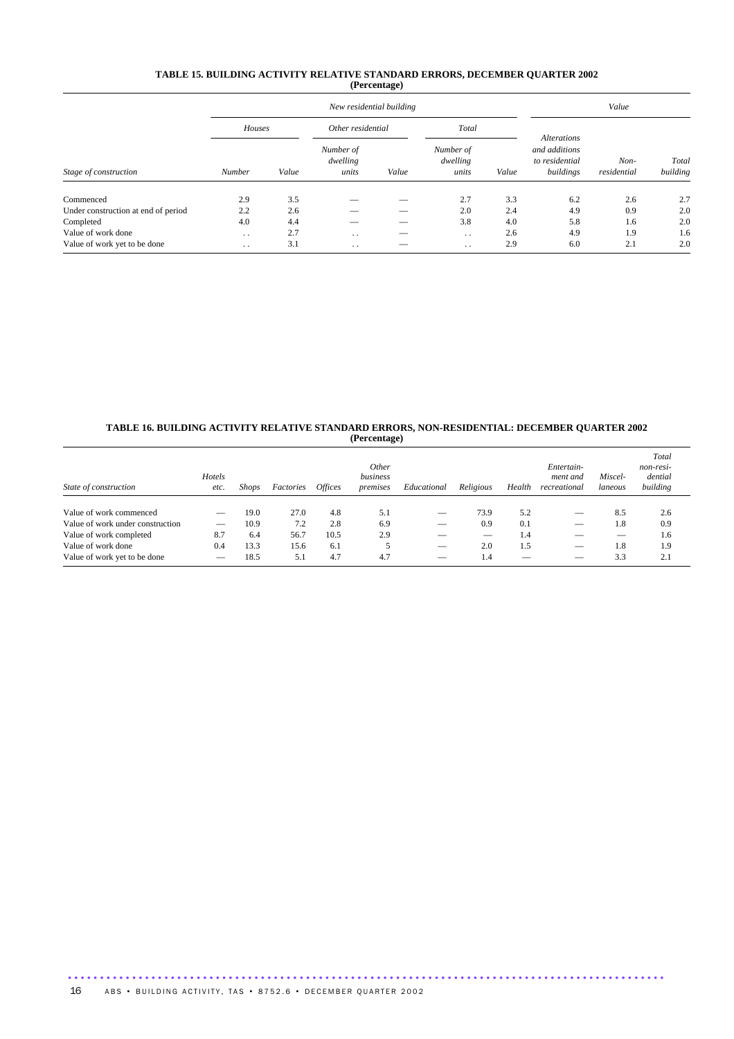## TABLE 15. BUILDING ACTIVITY RELATIVE STANDARD ERRORS, DECEMBER QUARTER 2002
(Percentage)

| | New residential building | | | | | | Value | | |
|---|---|---|---|---|---|---|---|---|---|
| | Houses | | Other residential | | Total | | | | |
| Stage of construction | Number | Value | Number of dwelling units | Value | Number of dwelling units | Value | Alterations and additions to residential buildings | Non-residential | Total building |
| Commenced | 2.9 | 3.5 | — | — | 2.7 | 3.3 | 6.2 | 2.6 | 2.7 |
| Under construction at end of period | 2.2 | 2.6 | — | — | 2.0 | 2.4 | 4.9 | 0.9 | 2.0 |
| Completed | 4.0 | 4.4 | — | — | 3.8 | 4.0 | 5.8 | 1.6 | 2.0 |
| Value of work done | . . | 2.7 | . . | — | . . | 2.6 | 4.9 | 1.9 | 1.6 |
| Value of work yet to be done | . . | 3.1 | . . | — | . . | 2.9 | 6.0 | 2.1 | 2.0 |

## TABLE 16. BUILDING ACTIVITY RELATIVE STANDARD ERRORS, NON-RESIDENTIAL: DECEMBER QUARTER 2002
(Percentage)

| State of construction | Hotels etc. | Shops | Factories | Offices | Other business premises | Educational | Religious | Health | Entertainment and recreational | Miscellaneous | Total non-residential building |
|---|---|---|---|---|---|---|---|---|---|---|---|
| Value of work commenced | — | 19.0 | 27.0 | 4.8 | 5.1 | — | 73.9 | 5.2 | — | 8.5 | 2.6 |
| Value of work under construction | — | 10.9 | 7.2 | 2.8 | 6.9 | — | 0.9 | 0.1 | — | 1.8 | 0.9 |
| Value of work completed | 8.7 | 6.4 | 56.7 | 10.5 | 2.9 | — | — | 1.4 | — | — | 1.6 |
| Value of work done | 0.4 | 13.3 | 15.6 | 6.1 | 5 | — | 2.0 | 1.5 | — | 1.8 | 1.9 |
| Value of work yet to be done | — | 18.5 | 5.1 | 4.7 | 4.7 | — | 1.4 | — | — | 3.3 | 2.1 |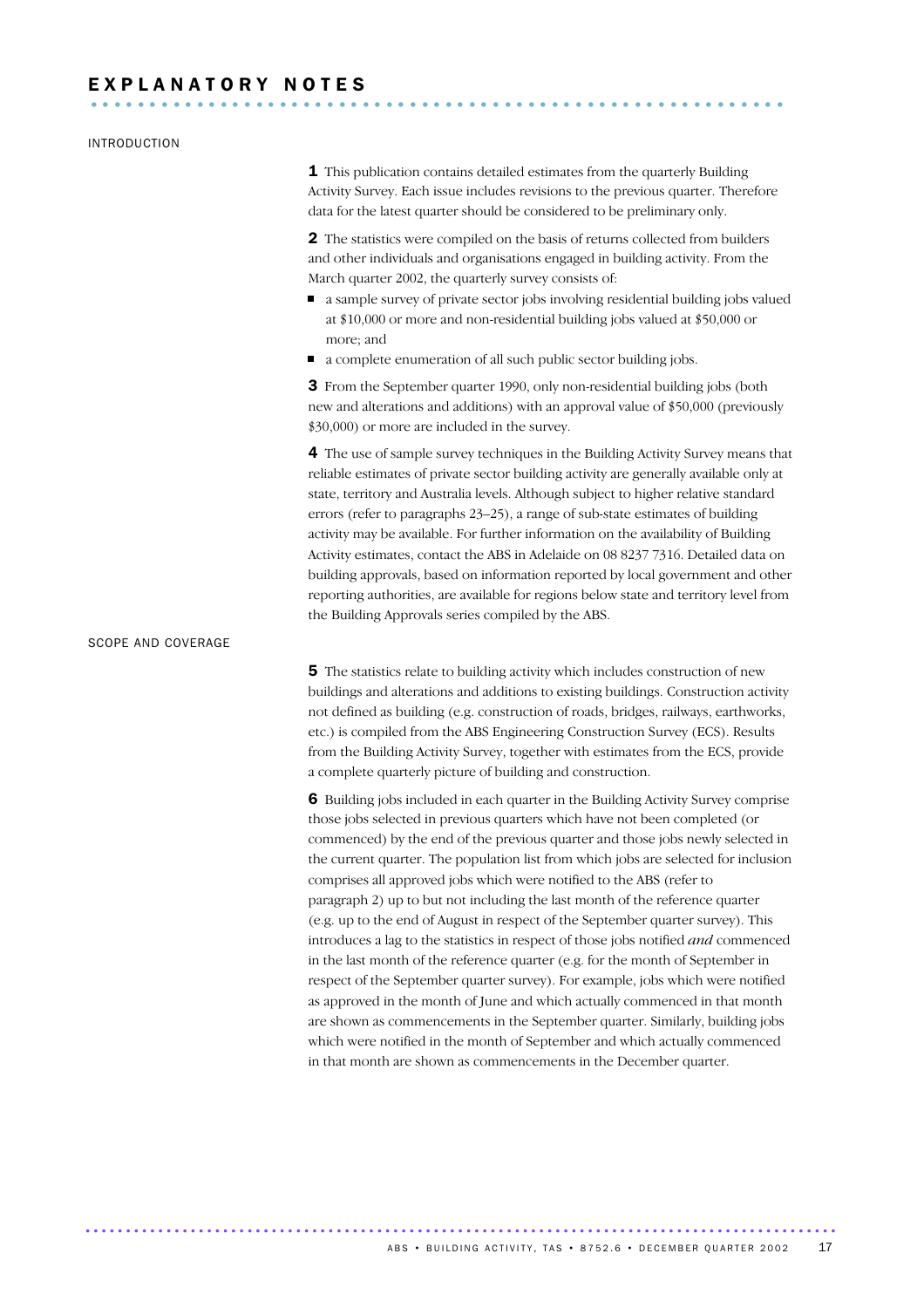# EXPLANATORY NOTES

## INTRODUCTION

**1** This publication contains detailed estimates from the quarterly Building Activity Survey. Each issue includes revisions to the previous quarter. Therefore data for the latest quarter should be considered to be preliminary only.

**2** The statistics were compiled on the basis of returns collected from builders and other individuals and organisations engaged in building activity. From the March quarter 2002, the quarterly survey consists of:

- a sample survey of private sector jobs involving residential building jobs valued at $10,000 or more and non-residential building jobs valued at $50,000 or more; and
- a complete enumeration of all such public sector building jobs.

**3** From the September quarter 1990, only non-residential building jobs (both new and alterations and additions) with an approval value of $50,000 (previously $30,000) or more are included in the survey.

**4** The use of sample survey techniques in the Building Activity Survey means that reliable estimates of private sector building activity are generally available only at state, territory and Australia levels. Although subject to higher relative standard errors (refer to paragraphs 23–25), a range of sub-state estimates of building activity may be available. For further information on the availability of Building Activity estimates, contact the ABS in Adelaide on 08 8237 7316. Detailed data on building approvals, based on information reported by local government and other reporting authorities, are available for regions below state and territory level from the Building Approvals series compiled by the ABS.

## SCOPE AND COVERAGE

**5** The statistics relate to building activity which includes construction of new buildings and alterations and additions to existing buildings. Construction activity not defined as building (e.g. construction of roads, bridges, railways, earthworks, etc.) is compiled from the ABS Engineering Construction Survey (ECS). Results from the Building Activity Survey, together with estimates from the ECS, provide a complete quarterly picture of building and construction.

**6** Building jobs included in each quarter in the Building Activity Survey comprise those jobs selected in previous quarters which have not been completed (or commenced) by the end of the previous quarter and those jobs newly selected in the current quarter. The population list from which jobs are selected for inclusion comprises all approved jobs which were notified to the ABS (refer to paragraph 2) up to but not including the last month of the reference quarter (e.g. up to the end of August in respect of the September quarter survey). This introduces a lag to the statistics in respect of those jobs notified *and* commenced in the last month of the reference quarter (e.g. for the month of September in respect of the September quarter survey). For example, jobs which were notified as approved in the month of June and which actually commenced in that month are shown as commencements in the September quarter. Similarly, building jobs which were notified in the month of September and which actually commenced in that month are shown as commencements in the December quarter.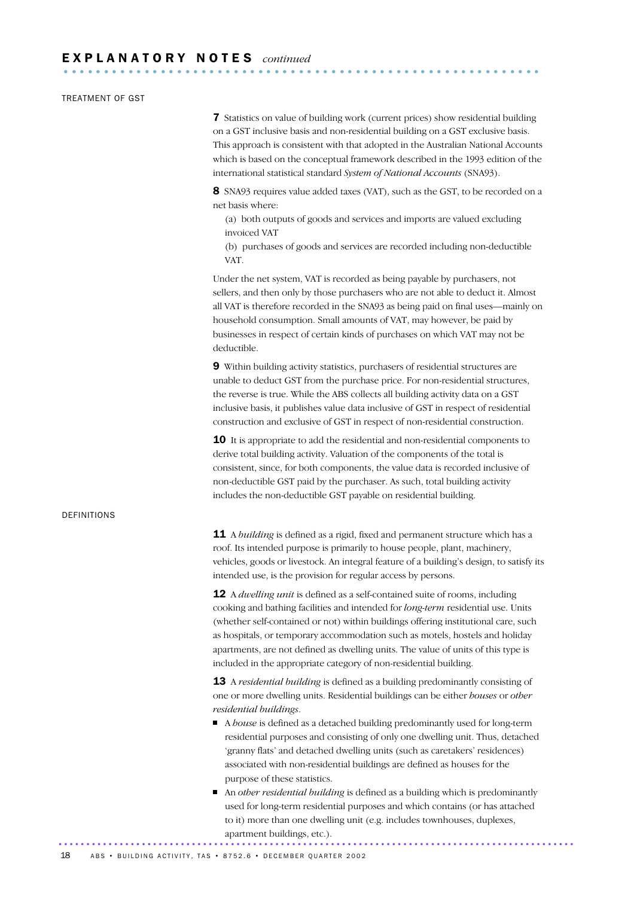## EXPLANATORY NOTES *continued*

### TREATMENT OF GST

**7** Statistics on value of building work (current prices) show residential building on a GST inclusive basis and non-residential building on a GST exclusive basis. This approach is consistent with that adopted in the Australian National Accounts which is based on the conceptual framework described in the 1993 edition of the international statistical standard *System of National Accounts* (SNA93).

**8** SNA93 requires value added taxes (VAT), such as the GST, to be recorded on a net basis where:

(a) both outputs of goods and services and imports are valued excluding invoiced VAT

(b) purchases of goods and services are recorded including non-deductible VAT.

Under the net system, VAT is recorded as being payable by purchasers, not sellers, and then only by those purchasers who are not able to deduct it. Almost all VAT is therefore recorded in the SNA93 as being paid on final uses—mainly on household consumption. Small amounts of VAT, may however, be paid by businesses in respect of certain kinds of purchases on which VAT may not be deductible.

**9** Within building activity statistics, purchasers of residential structures are unable to deduct GST from the purchase price. For non-residential structures, the reverse is true. While the ABS collects all building activity data on a GST inclusive basis, it publishes value data inclusive of GST in respect of residential construction and exclusive of GST in respect of non-residential construction.

**10** It is appropriate to add the residential and non-residential components to derive total building activity. Valuation of the components of the total is consistent, since, for both components, the value data is recorded inclusive of non-deductible GST paid by the purchaser. As such, total building activity includes the non-deductible GST payable on residential building.

### DEFINITIONS

**11** A *building* is defined as a rigid, fixed and permanent structure which has a roof. Its intended purpose is primarily to house people, plant, machinery, vehicles, goods or livestock. An integral feature of a building's design, to satisfy its intended use, is the provision for regular access by persons.

**12** A *dwelling unit* is defined as a self-contained suite of rooms, including cooking and bathing facilities and intended for *long-term* residential use. Units (whether self-contained or not) within buildings offering institutional care, such as hospitals, or temporary accommodation such as motels, hostels and holiday apartments, are not defined as dwelling units. The value of units of this type is included in the appropriate category of non-residential building.

**13** A *residential building* is defined as a building predominantly consisting of one or more dwelling units. Residential buildings can be either *houses* or *other residential buildings*.

- A *house* is defined as a detached building predominantly used for long-term residential purposes and consisting of only one dwelling unit. Thus, detached 'granny flats' and detached dwelling units (such as caretakers' residences) associated with non-residential buildings are defined as houses for the purpose of these statistics.
- An *other residential building* is defined as a building which is predominantly used for long-term residential purposes and which contains (or has attached to it) more than one dwelling unit (e.g. includes townhouses, duplexes, apartment buildings, etc.).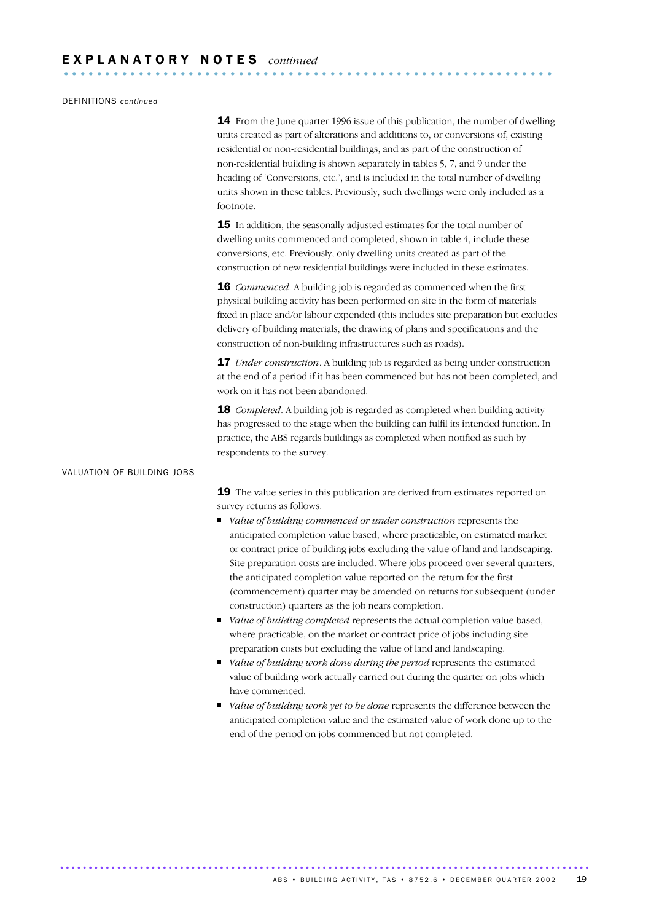## EXPLANATORY NOTES *continued*

DEFINITIONS *continued*

**14** From the June quarter 1996 issue of this publication, the number of dwelling units created as part of alterations and additions to, or conversions of, existing residential or non-residential buildings, and as part of the construction of non-residential building is shown separately in tables 5, 7, and 9 under the heading of 'Conversions, etc.', and is included in the total number of dwelling units shown in these tables. Previously, such dwellings were only included as a footnote.

**15** In addition, the seasonally adjusted estimates for the total number of dwelling units commenced and completed, shown in table 4, include these conversions, etc. Previously, only dwelling units created as part of the construction of new residential buildings were included in these estimates.

**16** *Commenced*. A building job is regarded as commenced when the first physical building activity has been performed on site in the form of materials fixed in place and/or labour expended (this includes site preparation but excludes delivery of building materials, the drawing of plans and specifications and the construction of non-building infrastructures such as roads).

**17** *Under construction*. A building job is regarded as being under construction at the end of a period if it has been commenced but has not been completed, and work on it has not been abandoned.

**18** *Completed*. A building job is regarded as completed when building activity has progressed to the stage when the building can fulfil its intended function. In practice, the ABS regards buildings as completed when notified as such by respondents to the survey.

VALUATION OF BUILDING JOBS

**19** The value series in this publication are derived from estimates reported on survey returns as follows.

- *Value of building commenced or under construction* represents the anticipated completion value based, where practicable, on estimated market or contract price of building jobs excluding the value of land and landscaping. Site preparation costs are included. Where jobs proceed over several quarters, the anticipated completion value reported on the return for the first (commencement) quarter may be amended on returns for subsequent (under construction) quarters as the job nears completion.
- *Value of building completed* represents the actual completion value based, where practicable, on the market or contract price of jobs including site preparation costs but excluding the value of land and landscaping.
- *Value of building work done during the period* represents the estimated value of building work actually carried out during the quarter on jobs which have commenced.
- *Value of building work yet to be done* represents the difference between the anticipated completion value and the estimated value of work done up to the end of the period on jobs commenced but not completed.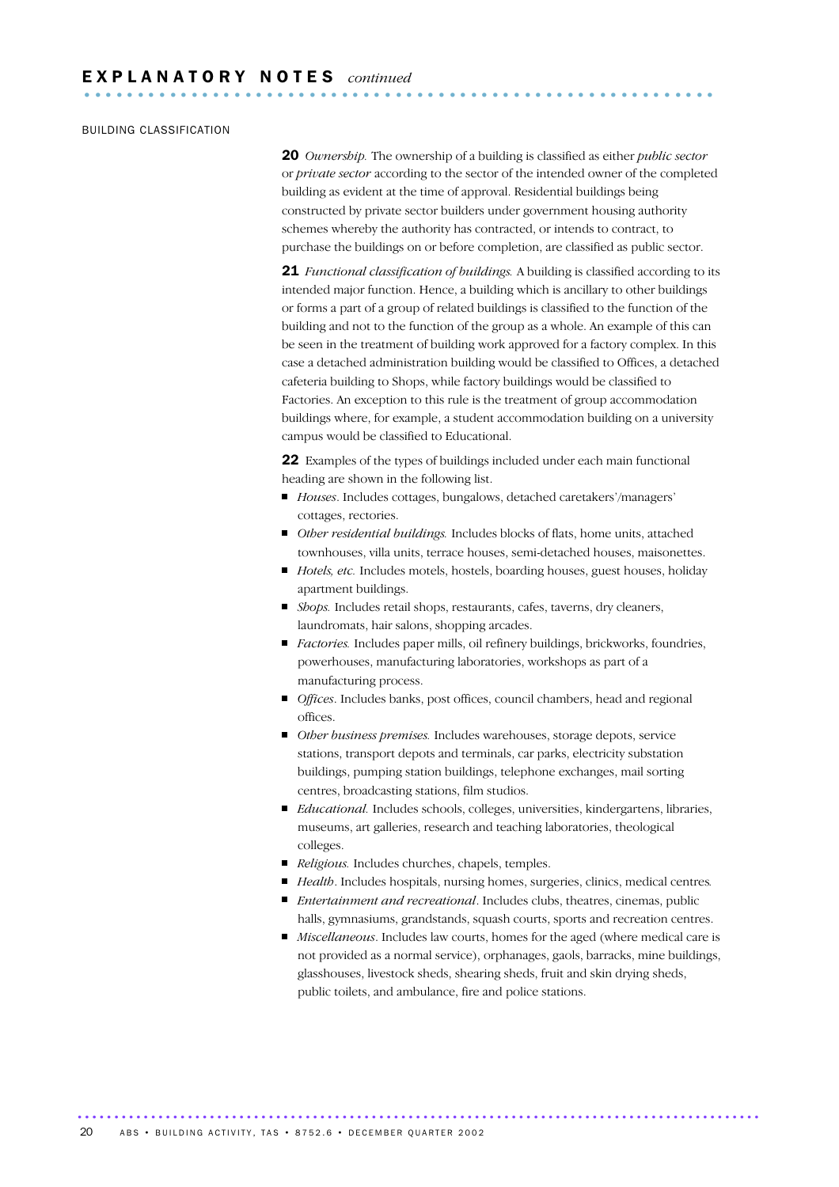## EXPLANATORY NOTES *continued*

### BUILDING CLASSIFICATION

**20** *Ownership.* The ownership of a building is classified as either *public sector* or *private sector* according to the sector of the intended owner of the completed building as evident at the time of approval. Residential buildings being constructed by private sector builders under government housing authority schemes whereby the authority has contracted, or intends to contract, to purchase the buildings on or before completion, are classified as public sector.

**21** *Functional classification of buildings.* A building is classified according to its intended major function. Hence, a building which is ancillary to other buildings or forms a part of a group of related buildings is classified to the function of the building and not to the function of the group as a whole. An example of this can be seen in the treatment of building work approved for a factory complex. In this case a detached administration building would be classified to Offices, a detached cafeteria building to Shops, while factory buildings would be classified to Factories. An exception to this rule is the treatment of group accommodation buildings where, for example, a student accommodation building on a university campus would be classified to Educational.

**22** Examples of the types of buildings included under each main functional heading are shown in the following list.

- *Houses*. Includes cottages, bungalows, detached caretakers'/managers' cottages, rectories.
- *Other residential buildings.* Includes blocks of flats, home units, attached townhouses, villa units, terrace houses, semi-detached houses, maisonettes.
- *Hotels, etc.* Includes motels, hostels, boarding houses, guest houses, holiday apartment buildings.
- *Shops.* Includes retail shops, restaurants, cafes, taverns, dry cleaners, laundromats, hair salons, shopping arcades.
- *Factories.* Includes paper mills, oil refinery buildings, brickworks, foundries, powerhouses, manufacturing laboratories, workshops as part of a manufacturing process.
- *Offices*. Includes banks, post offices, council chambers, head and regional offices.
- *Other business premises.* Includes warehouses, storage depots, service stations, transport depots and terminals, car parks, electricity substation buildings, pumping station buildings, telephone exchanges, mail sorting centres, broadcasting stations, film studios.
- *Educational.* Includes schools, colleges, universities, kindergartens, libraries, museums, art galleries, research and teaching laboratories, theological colleges.
- *Religious.* Includes churches, chapels, temples.
- *Health*. Includes hospitals, nursing homes, surgeries, clinics, medical centres.
- *Entertainment and recreational*. Includes clubs, theatres, cinemas, public halls, gymnasiums, grandstands, squash courts, sports and recreation centres.
- *Miscellaneous*. Includes law courts, homes for the aged (where medical care is not provided as a normal service), orphanages, gaols, barracks, mine buildings, glasshouses, livestock sheds, shearing sheds, fruit and skin drying sheds, public toilets, and ambulance, fire and police stations.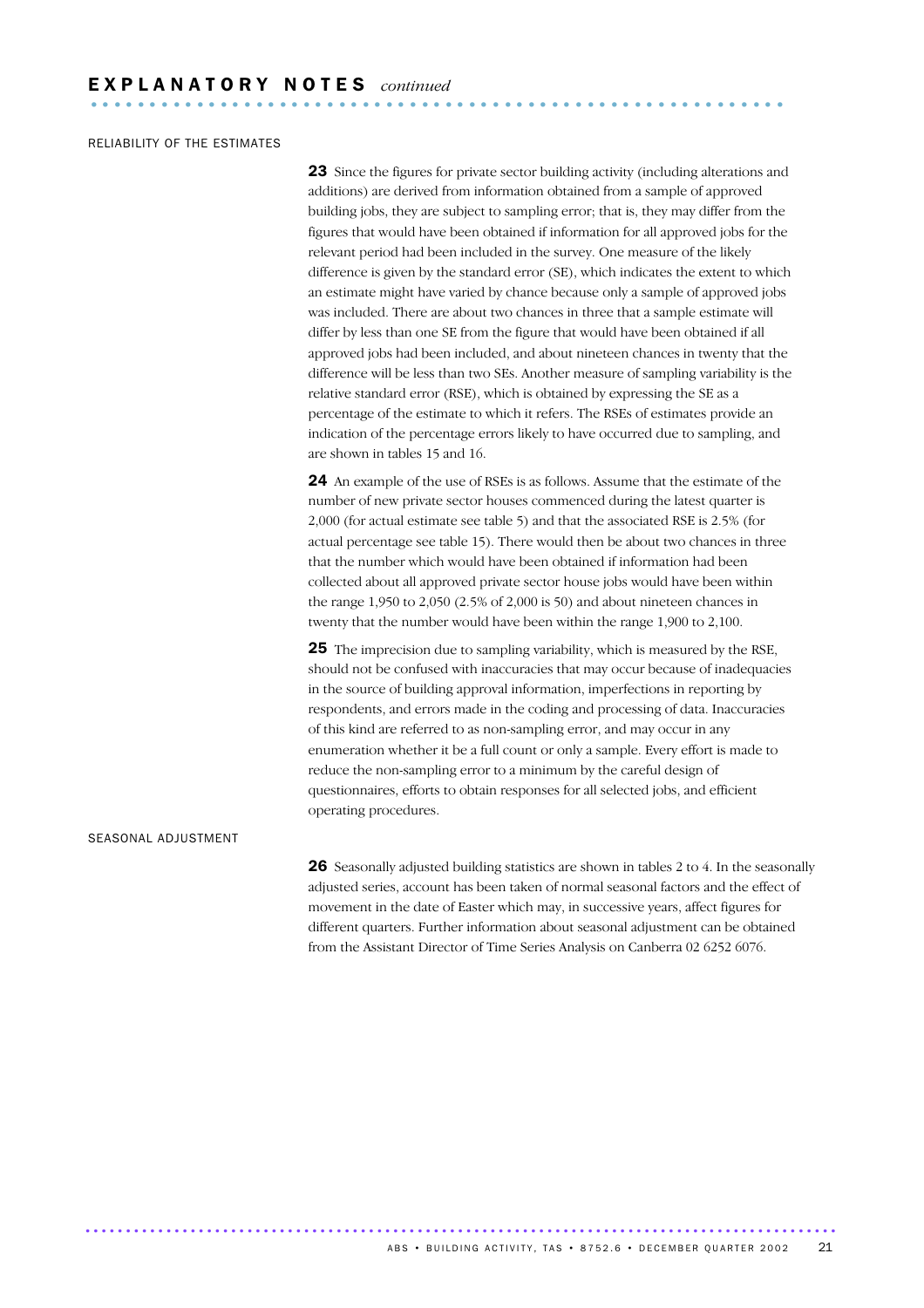# EXPLANATORY NOTES *continued*

## RELIABILITY OF THE ESTIMATES

**23** Since the figures for private sector building activity (including alterations and additions) are derived from information obtained from a sample of approved building jobs, they are subject to sampling error; that is, they may differ from the figures that would have been obtained if information for all approved jobs for the relevant period had been included in the survey. One measure of the likely difference is given by the standard error (SE), which indicates the extent to which an estimate might have varied by chance because only a sample of approved jobs was included. There are about two chances in three that a sample estimate will differ by less than one SE from the figure that would have been obtained if all approved jobs had been included, and about nineteen chances in twenty that the difference will be less than two SEs. Another measure of sampling variability is the relative standard error (RSE), which is obtained by expressing the SE as a percentage of the estimate to which it refers. The RSEs of estimates provide an indication of the percentage errors likely to have occurred due to sampling, and are shown in tables 15 and 16.

**24** An example of the use of RSEs is as follows. Assume that the estimate of the number of new private sector houses commenced during the latest quarter is 2,000 (for actual estimate see table 5) and that the associated RSE is 2.5% (for actual percentage see table 15). There would then be about two chances in three that the number which would have been obtained if information had been collected about all approved private sector house jobs would have been within the range 1,950 to 2,050 (2.5% of 2,000 is 50) and about nineteen chances in twenty that the number would have been within the range 1,900 to 2,100.

**25** The imprecision due to sampling variability, which is measured by the RSE, should not be confused with inaccuracies that may occur because of inadequacies in the source of building approval information, imperfections in reporting by respondents, and errors made in the coding and processing of data. Inaccuracies of this kind are referred to as non-sampling error, and may occur in any enumeration whether it be a full count or only a sample. Every effort is made to reduce the non-sampling error to a minimum by the careful design of questionnaires, efforts to obtain responses for all selected jobs, and efficient operating procedures.

## SEASONAL ADJUSTMENT

**26** Seasonally adjusted building statistics are shown in tables 2 to 4. In the seasonally adjusted series, account has been taken of normal seasonal factors and the effect of movement in the date of Easter which may, in successive years, affect figures for different quarters. Further information about seasonal adjustment can be obtained from the Assistant Director of Time Series Analysis on Canberra 02 6252 6076.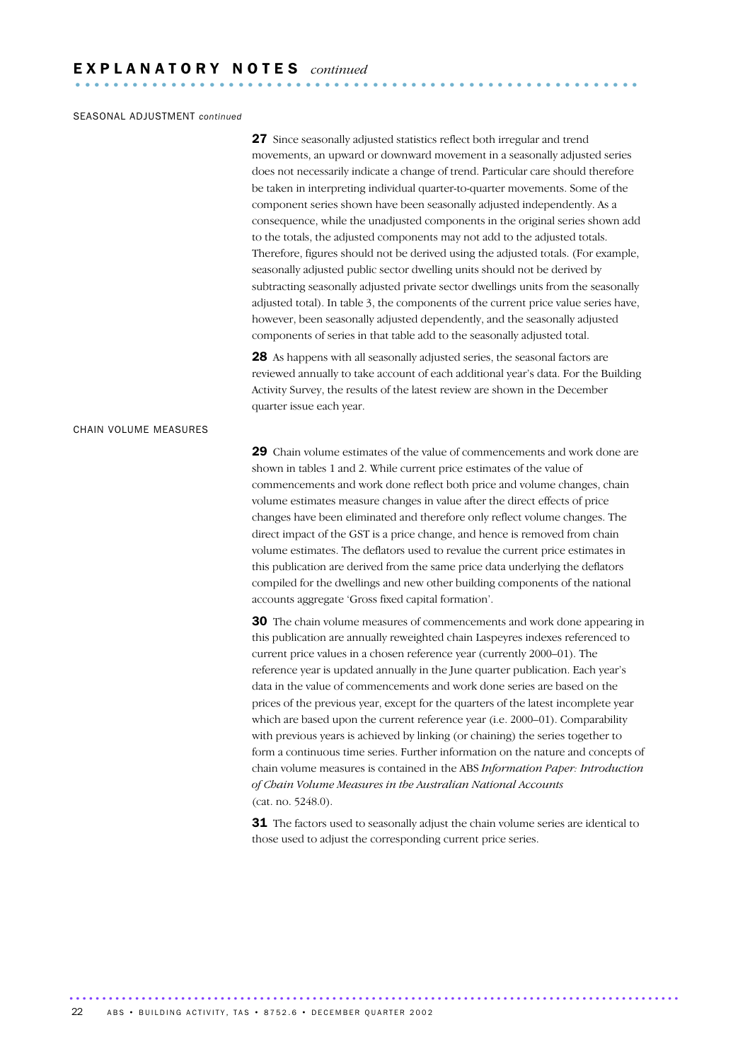# EXPLANATORY NOTES *continued*

## SEASONAL ADJUSTMENT *continued*

**27** Since seasonally adjusted statistics reflect both irregular and trend movements, an upward or downward movement in a seasonally adjusted series does not necessarily indicate a change of trend. Particular care should therefore be taken in interpreting individual quarter-to-quarter movements. Some of the component series shown have been seasonally adjusted independently. As a consequence, while the unadjusted components in the original series shown add to the totals, the adjusted components may not add to the adjusted totals. Therefore, figures should not be derived using the adjusted totals. (For example, seasonally adjusted public sector dwelling units should not be derived by subtracting seasonally adjusted private sector dwellings units from the seasonally adjusted total). In table 3, the components of the current price value series have, however, been seasonally adjusted dependently, and the seasonally adjusted components of series in that table add to the seasonally adjusted total.

**28** As happens with all seasonally adjusted series, the seasonal factors are reviewed annually to take account of each additional year's data. For the Building Activity Survey, the results of the latest review are shown in the December quarter issue each year.

## CHAIN VOLUME MEASURES

**29** Chain volume estimates of the value of commencements and work done are shown in tables 1 and 2. While current price estimates of the value of commencements and work done reflect both price and volume changes, chain volume estimates measure changes in value after the direct effects of price changes have been eliminated and therefore only reflect volume changes. The direct impact of the GST is a price change, and hence is removed from chain volume estimates. The deflators used to revalue the current price estimates in this publication are derived from the same price data underlying the deflators compiled for the dwellings and new other building components of the national accounts aggregate 'Gross fixed capital formation'.

**30** The chain volume measures of commencements and work done appearing in this publication are annually reweighted chain Laspeyres indexes referenced to current price values in a chosen reference year (currently 2000–01). The reference year is updated annually in the June quarter publication. Each year's data in the value of commencements and work done series are based on the prices of the previous year, except for the quarters of the latest incomplete year which are based upon the current reference year (i.e. 2000–01). Comparability with previous years is achieved by linking (or chaining) the series together to form a continuous time series. Further information on the nature and concepts of chain volume measures is contained in the ABS *Information Paper: Introduction of Chain Volume Measures in the Australian National Accounts* (cat. no. 5248.0).

**31** The factors used to seasonally adjust the chain volume series are identical to those used to adjust the corresponding current price series.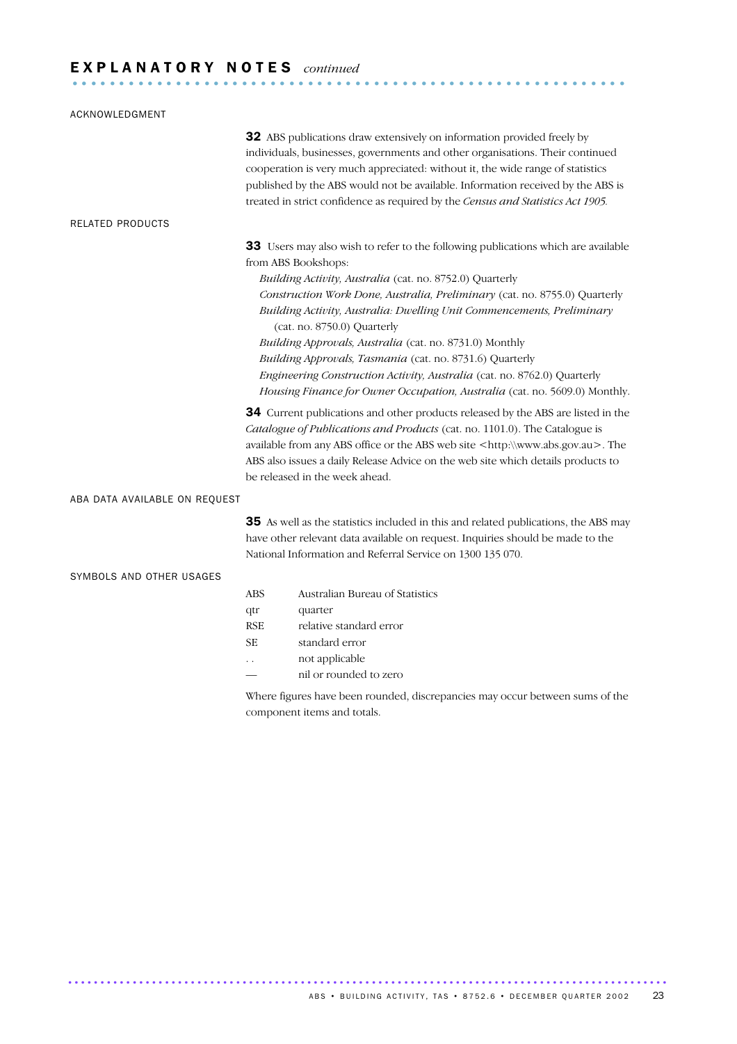# EXPLANATORY NOTES *continued*

## ACKNOWLEDGMENT

**32** ABS publications draw extensively on information provided freely by individuals, businesses, governments and other organisations. Their continued cooperation is very much appreciated: without it, the wide range of statistics published by the ABS would not be available. Information received by the ABS is treated in strict confidence as required by the *Census and Statistics Act 1905*.

## RELATED PRODUCTS

**33** Users may also wish to refer to the following publications which are available from ABS Bookshops:

- *Building Activity, Australia* (cat. no. 8752.0) Quarterly
- *Construction Work Done, Australia, Preliminary* (cat. no. 8755.0) Quarterly
- *Building Activity, Australia: Dwelling Unit Commencements, Preliminary* (cat. no. 8750.0) Quarterly
- *Building Approvals, Australia* (cat. no. 8731.0) Monthly
- *Building Approvals, Tasmania* (cat. no. 8731.6) Quarterly
- *Engineering Construction Activity, Australia* (cat. no. 8762.0) Quarterly
- *Housing Finance for Owner Occupation, Australia* (cat. no. 5609.0) Monthly.

**34** Current publications and other products released by the ABS are listed in the *Catalogue of Publications and Products* (cat. no. 1101.0). The Catalogue is available from any ABS office or the ABS web site <http:\\www.abs.gov.au>. The ABS also issues a daily Release Advice on the web site which details products to be released in the week ahead.

## ABA DATA AVAILABLE ON REQUEST

**35** As well as the statistics included in this and related publications, the ABS may have other relevant data available on request. Inquiries should be made to the National Information and Referral Service on 1300 135 070.

## SYMBOLS AND OTHER USAGES

| | |
|---|---|
| ABS | Australian Bureau of Statistics |
| qtr | quarter |
| RSE | relative standard error |
| SE | standard error |
| . . | not applicable |
| — | nil or rounded to zero |

Where figures have been rounded, discrepancies may occur between sums of the component items and totals.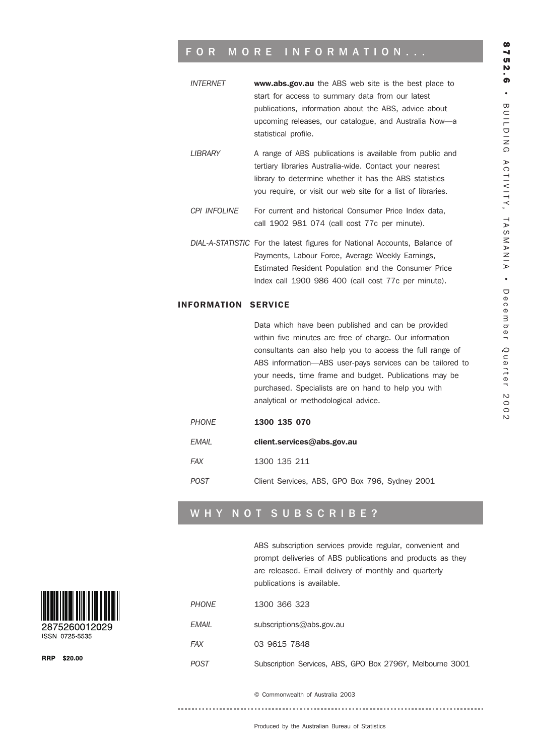## FOR MORE INFORMATION...

*INTERNET* **www.abs.gov.au** the ABS web site is the best place to start for access to summary data from our latest publications, information about the ABS, advice about upcoming releases, our catalogue, and Australia Now—a statistical profile.

*LIBRARY* A range of ABS publications is available from public and tertiary libraries Australia-wide. Contact your nearest library to determine whether it has the ABS statistics you require, or visit our web site for a list of libraries.

*CPI INFOLINE* For current and historical Consumer Price Index data, call 1902 981 074 (call cost 77c per minute).

*DIAL-A-STATISTIC* For the latest figures for National Accounts, Balance of Payments, Labour Force, Average Weekly Earnings, Estimated Resident Population and the Consumer Price Index call 1900 986 400 (call cost 77c per minute).

### INFORMATION SERVICE

Data which have been published and can be provided within five minutes are free of charge. Our information consultants can also help you to access the full range of ABS information—ABS user-pays services can be tailored to your needs, time frame and budget. Publications may be purchased. Specialists are on hand to help you with analytical or methodological advice.

*PHONE* **1300 135 070**

*EMAIL* **client.services@abs.gov.au**

*FAX* 1300 135 211

*POST* Client Services, ABS, GPO Box 796, Sydney 2001

## WHY NOT SUBSCRIBE?

ABS subscription services provide regular, convenient and prompt deliveries of ABS publications and products as they are released. Email delivery of monthly and quarterly publications is available.

*PHONE* 1300 366 323

*EMAIL* subscriptions@abs.gov.au

*FAX* 03 9615 7848

*POST* Subscription Services, ABS, GPO Box 2796Y, Melbourne 3001

© Commonwealth of Australia 2003

Produced by the Australian Bureau of Statistics

2875260012029
ISSN 0725-5535

**RRP $20.00**

**8752.6** • BUILDING ACTIVITY, TASMANIA • December Quarter 2002